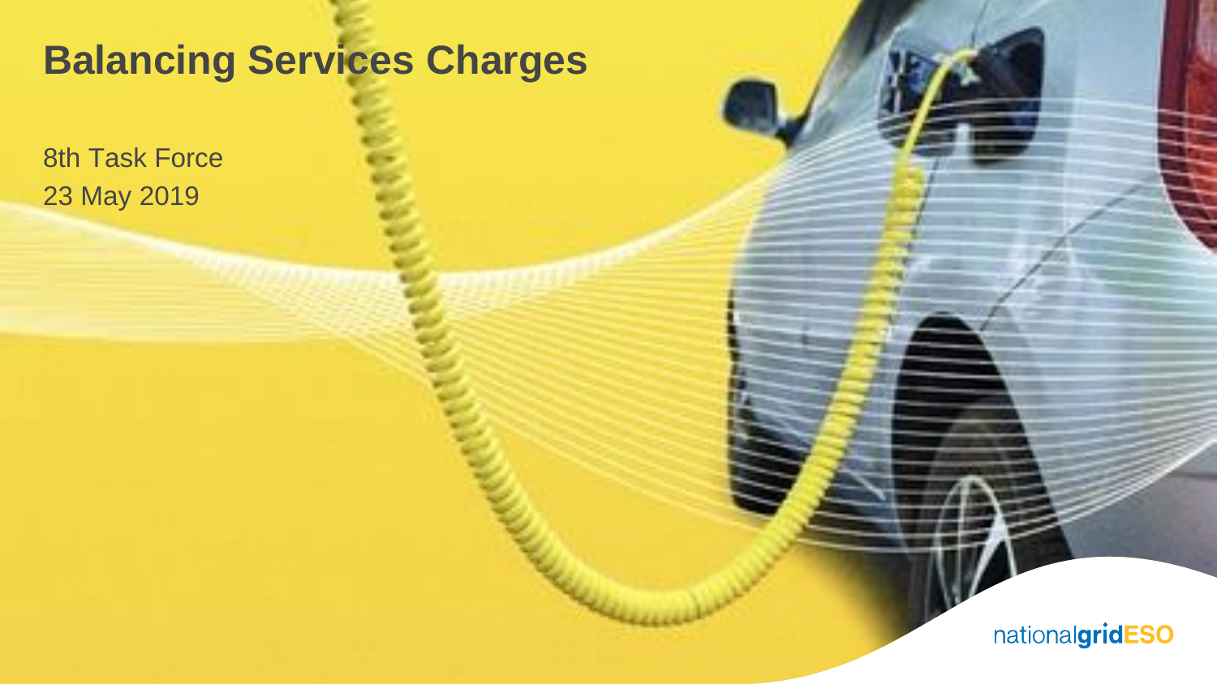# Balancing Services Charges

8th Task Force
23 May 2019

nationalgridESO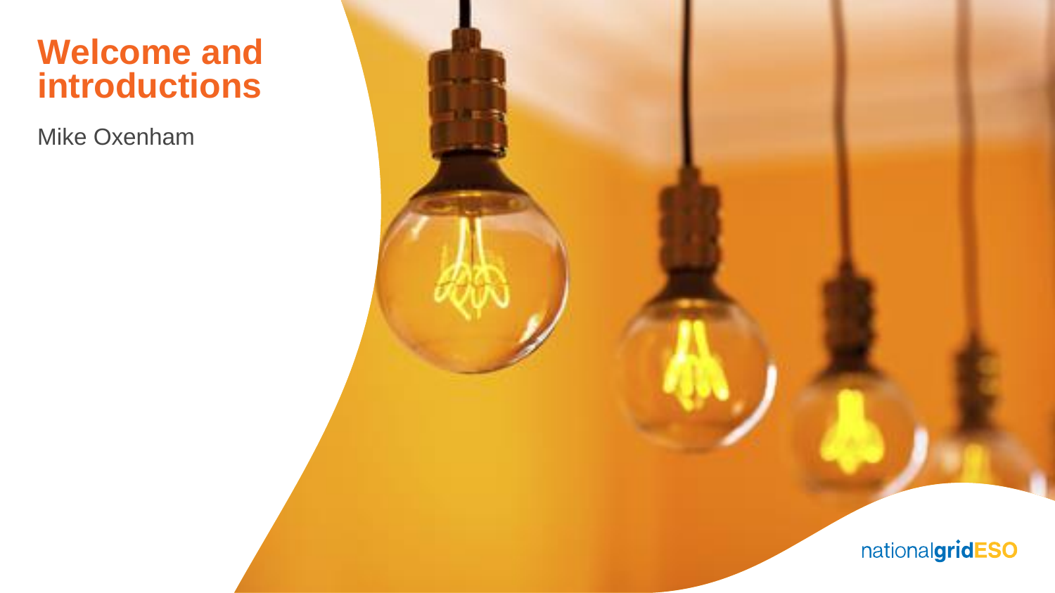# Welcome and introductions

Mike Oxenham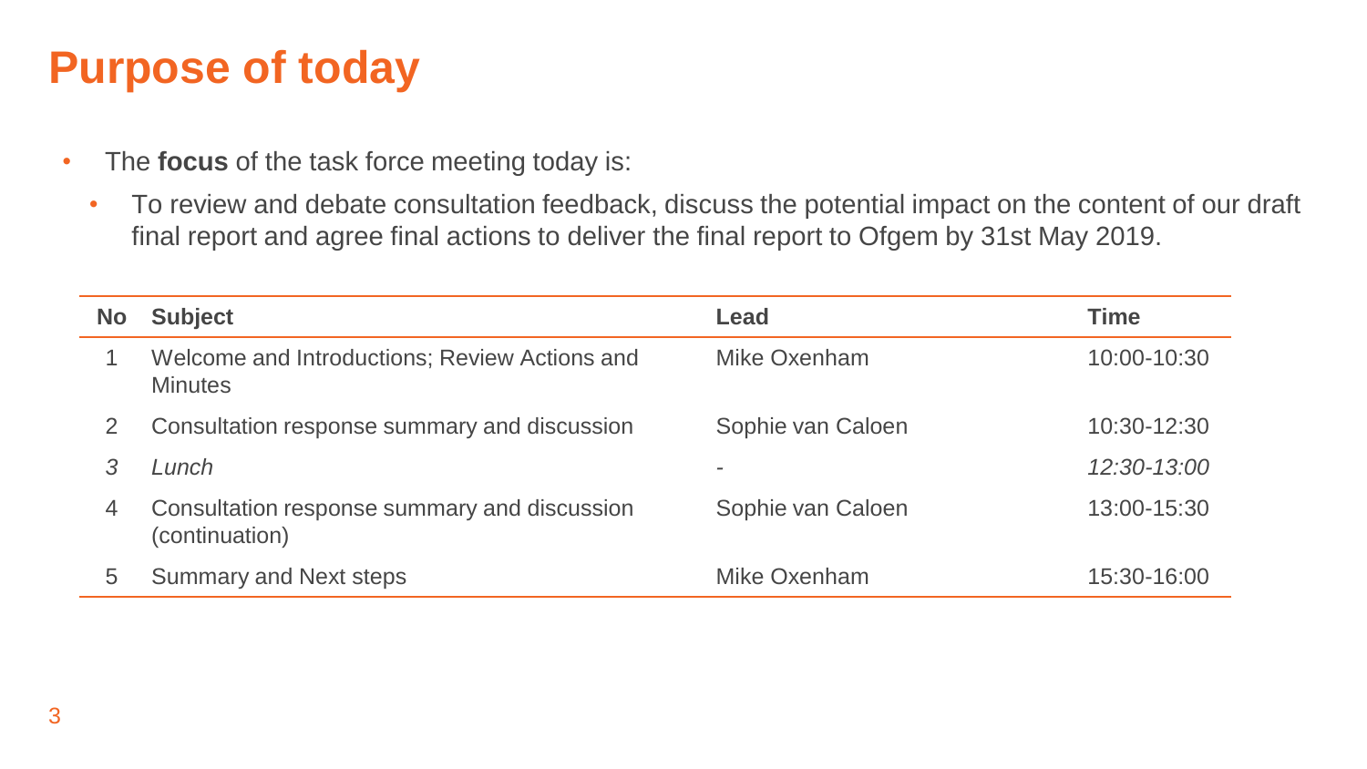# Purpose of today

- The **focus** of the task force meeting today is:
  - To review and debate consultation feedback, discuss the potential impact on the content of our draft final report and agree final actions to deliver the final report to Ofgem by 31st May 2019.

| No | Subject | Lead | Time |
|---|---|---|---|
| 1 | Welcome and Introductions; Review Actions and Minutes | Mike Oxenham | 10:00-10:30 |
| 2 | Consultation response summary and discussion | Sophie van Caloen | 10:30-12:30 |
| *3* | *Lunch* | - | *12:30-13:00* |
| 4 | Consultation response summary and discussion (continuation) | Sophie van Caloen | 13:00-15:30 |
| 5 | Summary and Next steps | Mike Oxenham | 15:30-16:00 |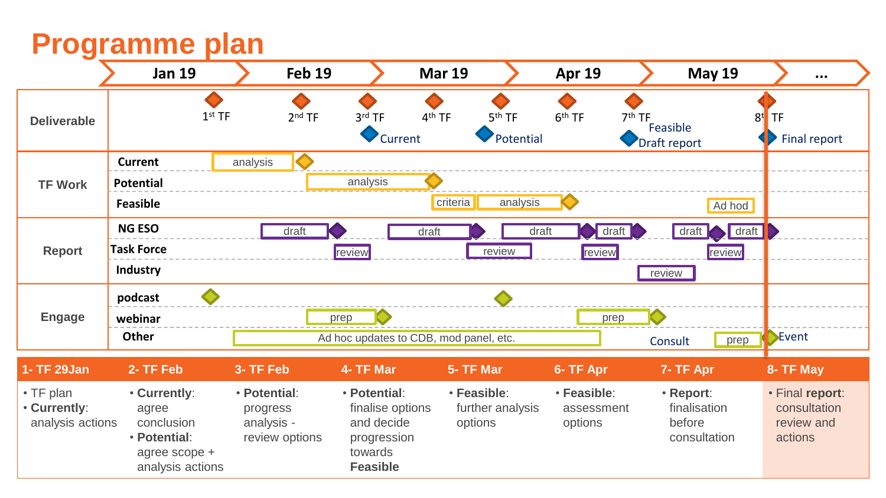# Programme plan

| | Jan 19 | Feb 19 | Mar 19 | Apr 19 | May 19 | ... |
|---|---|---|---|---|---|---|

**Deliverable**: 1st TF, 2nd TF, 3rd TF (Current), 4th TF, 5th TF (Potential), 6th TF, 7th TF (Feasible Draft report), 8th TF (Final report)

**TF Work**
- Current: analysis
- Potential: analysis
- Feasible: criteria, analysis, Ad hod

**Report**
- NG ESO: draft, draft, draft, draft, draft, draft
- Task Force: review, review, review, review
- Industry: review

**Engage**
- podcast
- webinar: prep, prep
- Other: Ad hoc updates to CDB, mod panel, etc.; Consult; prep; Event

| 1- TF 29Jan | 2- TF Feb | 3- TF Feb | 4- TF Mar | 5- TF Mar | 6- TF Apr | 7- TF Apr | 8- TF May |
|---|---|---|---|---|---|---|---|
| • TF plan<br>• **Currently**: analysis actions | • **Currently**: agree conclusion<br>• **Potential**: agree scope + analysis actions | • **Potential**: progress analysis - review options | • **Potential**: finalise options and decide progression towards **Feasible** | • **Feasible**: further analysis options | • **Feasible**: assessment options | • **Report**: finalisation before consultation | • Final **report**: consultation review and actions |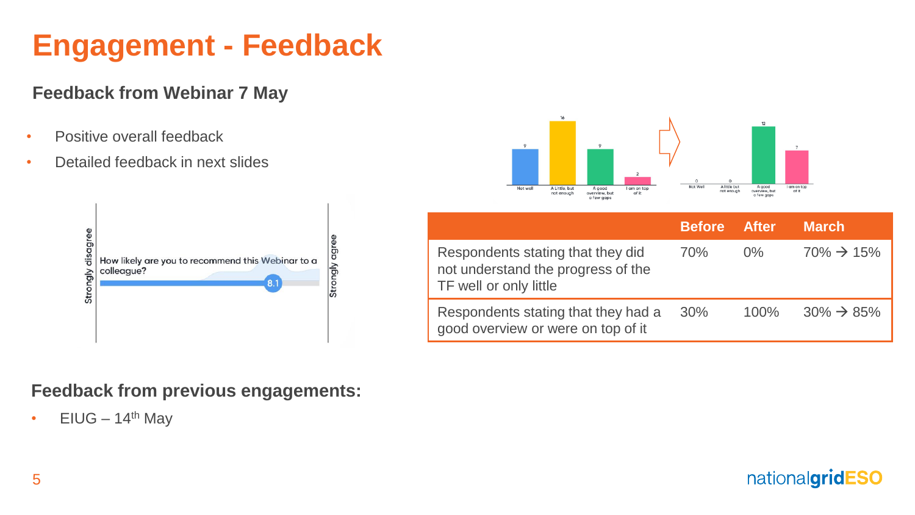# Engagement - Feedback

## Feedback from Webinar 7 May

- Positive overall feedback
- Detailed feedback in next slides

Strongly disagree

How likely are you to recommend this Webinar to a colleague?

8.1

Strongly agree

| | Before | After | March |
|---|---|---|---|
| Respondents stating that they did not understand the progress of the TF well or only little | 70% | 0% | 70% → 15% |
| Respondents stating that they had a good overview or were on top of it | 30% | 100% | 30% → 85% |

## Feedback from previous engagements:

- EIUG – 14th May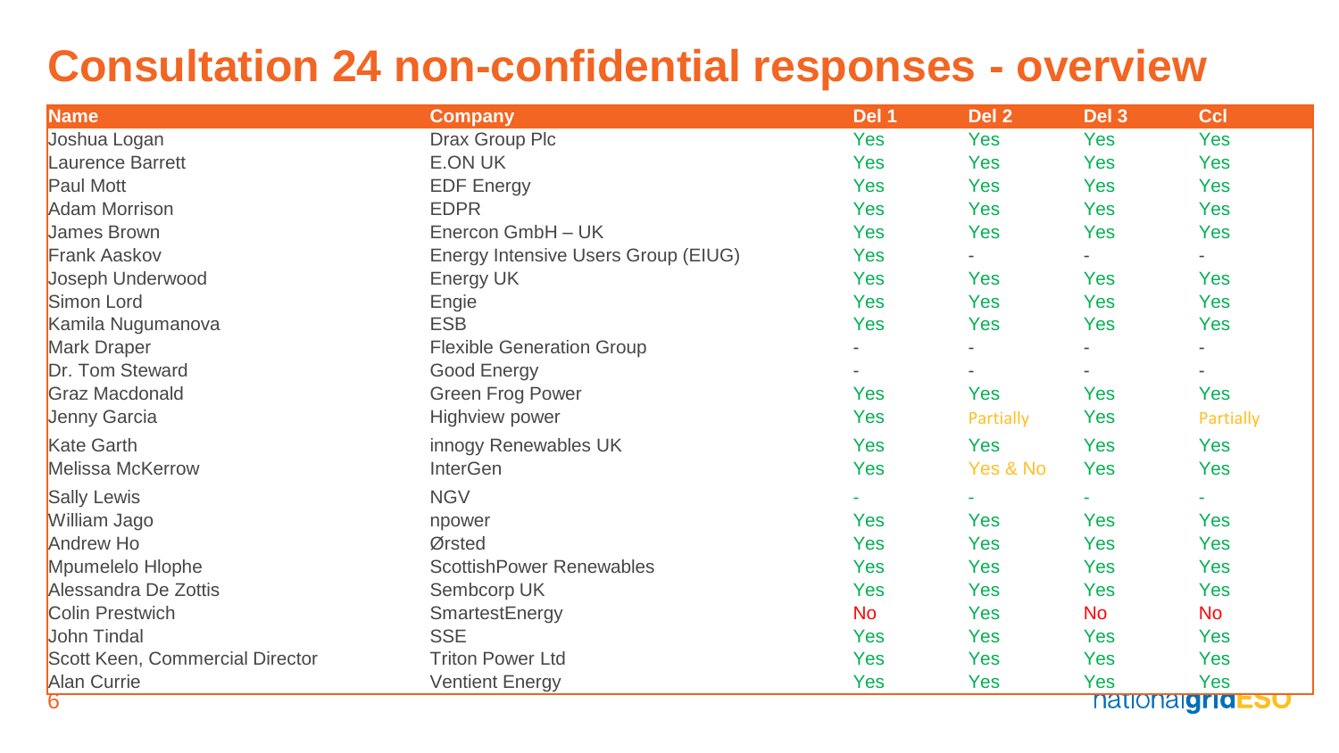# Consultation 24 non-confidential responses - overview

| Name | Company | Del 1 | Del 2 | Del 3 | Ccl |
|---|---|---|---|---|---|
| Joshua Logan | Drax Group Plc | Yes | Yes | Yes | Yes |
| Laurence Barrett | E.ON UK | Yes | Yes | Yes | Yes |
| Paul Mott | EDF Energy | Yes | Yes | Yes | Yes |
| Adam Morrison | EDPR | Yes | Yes | Yes | Yes |
| James Brown | Enercon GmbH – UK | Yes | Yes | Yes | Yes |
| Frank Aaskov | Energy Intensive Users Group (EIUG) | Yes | - | - | - |
| Joseph Underwood | Energy UK | Yes | Yes | Yes | Yes |
| Simon Lord | Engie | Yes | Yes | Yes | Yes |
| Kamila Nugumanova | ESB | Yes | Yes | Yes | Yes |
| Mark Draper | Flexible Generation Group | - | - | - | - |
| Dr. Tom Steward | Good Energy | - | - | - | - |
| Graz Macdonald | Green Frog Power | Yes | Yes | Yes | Yes |
| Jenny Garcia | Highview power | Yes | Partially | Yes | Partially |
| Kate Garth | innogy Renewables UK | Yes | Yes | Yes | Yes |
| Melissa McKerrow | InterGen | Yes | Yes & No | Yes | Yes |
| Sally Lewis | NGV | - | - | - | - |
| William Jago | npower | Yes | Yes | Yes | Yes |
| Andrew Ho | Ørsted | Yes | Yes | Yes | Yes |
| Mpumelelo Hlophe | ScottishPower Renewables | Yes | Yes | Yes | Yes |
| Alessandra De Zottis | Sembcorp UK | Yes | Yes | Yes | Yes |
| Colin Prestwich | SmartestEnergy | No | Yes | No | No |
| John Tindal | SSE | Yes | Yes | Yes | Yes |
| Scott Keen, Commercial Director | Triton Power Ltd | Yes | Yes | Yes | Yes |
| Alan Currie | Ventient Energy | Yes | Yes | Yes | Yes |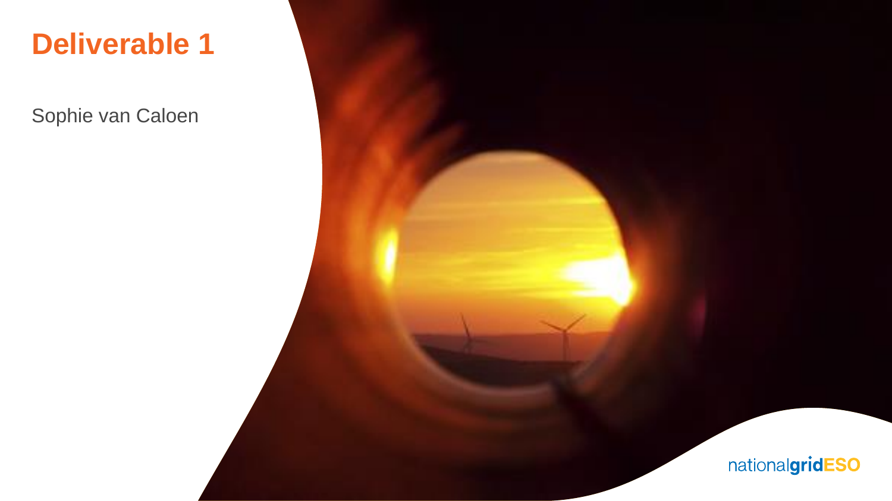# Deliverable 1

Sophie van Caloen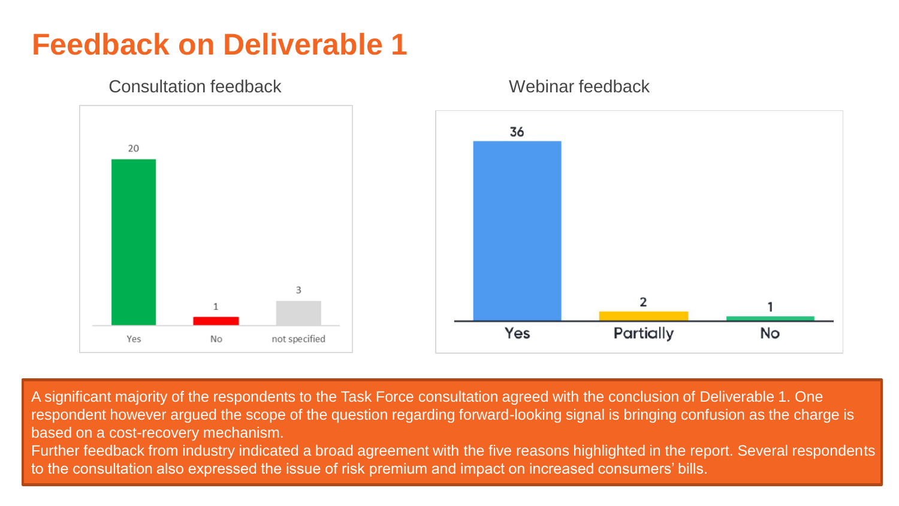# Feedback on Deliverable 1

## Consultation feedback

| Response | Count |
|---|---|
| Yes | 20 |
| No | 1 |
| not specified | 3 |

## Webinar feedback

| Response | Count |
|---|---|
| Yes | 36 |
| Partially | 2 |
| No | 1 |

A significant majority of the respondents to the Task Force consultation agreed with the conclusion of Deliverable 1. One respondent however argued the scope of the question regarding forward-looking signal is bringing confusion as the charge is based on a cost-recovery mechanism.

Further feedback from industry indicated a broad agreement with the five reasons highlighted in the report. Several respondents to the consultation also expressed the issue of risk premium and impact on increased consumers' bills.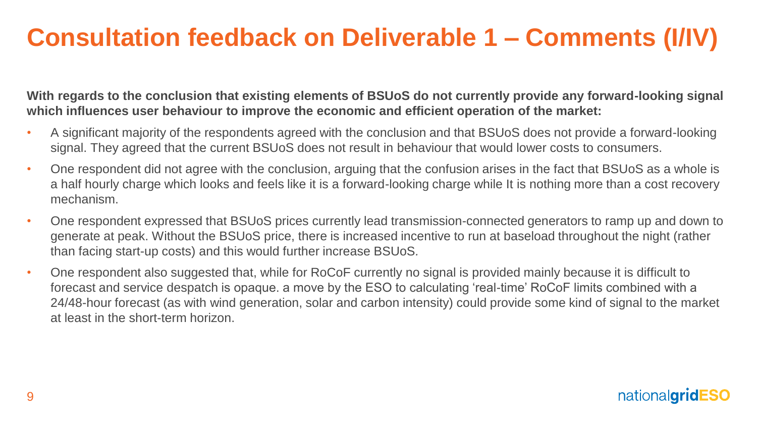# Consultation feedback on Deliverable 1 – Comments (I/IV)

**With regards to the conclusion that existing elements of BSUoS do not currently provide any forward-looking signal which influences user behaviour to improve the economic and efficient operation of the market:**

- A significant majority of the respondents agreed with the conclusion and that BSUoS does not provide a forward-looking signal. They agreed that the current BSUoS does not result in behaviour that would lower costs to consumers.
- One respondent did not agree with the conclusion, arguing that the confusion arises in the fact that BSUoS as a whole is a half hourly charge which looks and feels like it is a forward-looking charge while It is nothing more than a cost recovery mechanism.
- One respondent expressed that BSUoS prices currently lead transmission-connected generators to ramp up and down to generate at peak. Without the BSUoS price, there is increased incentive to run at baseload throughout the night (rather than facing start-up costs) and this would further increase BSUoS.
- One respondent also suggested that, while for RoCoF currently no signal is provided mainly because it is difficult to forecast and service despatch is opaque. a move by the ESO to calculating 'real-time' RoCoF limits combined with a 24/48-hour forecast (as with wind generation, solar and carbon intensity) could provide some kind of signal to the market at least in the short-term horizon.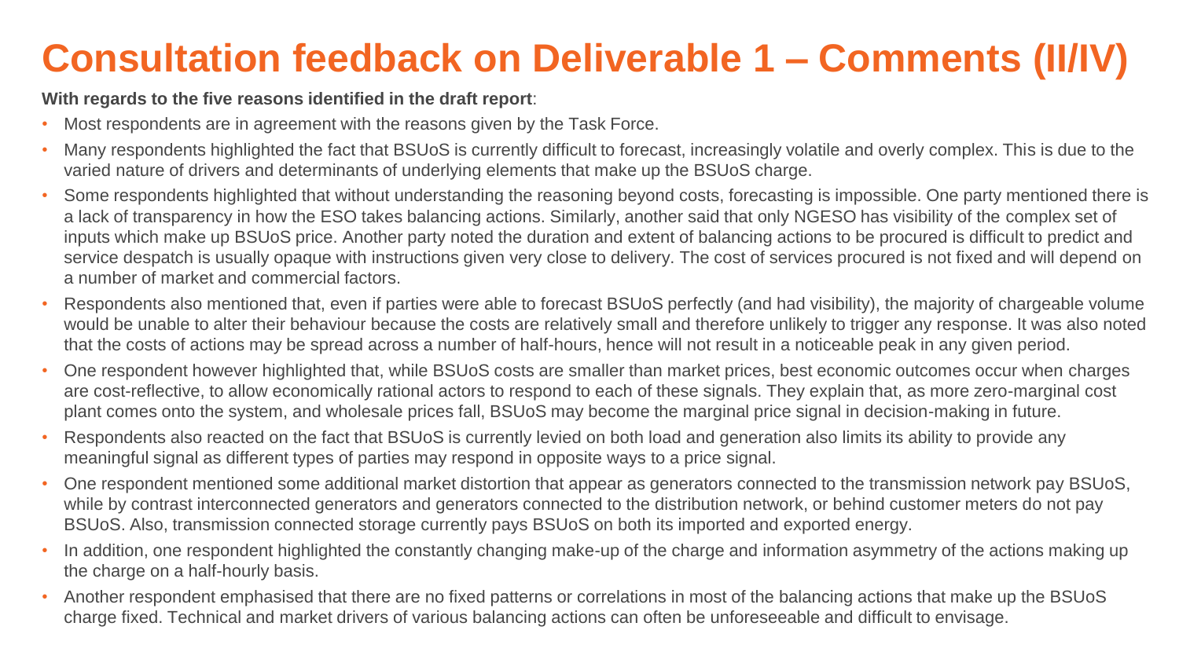# Consultation feedback on Deliverable 1 – Comments (II/IV)

**With regards to the five reasons identified in the draft report**:

- Most respondents are in agreement with the reasons given by the Task Force.
- Many respondents highlighted the fact that BSUoS is currently difficult to forecast, increasingly volatile and overly complex. This is due to the varied nature of drivers and determinants of underlying elements that make up the BSUoS charge.
- Some respondents highlighted that without understanding the reasoning beyond costs, forecasting is impossible. One party mentioned there is a lack of transparency in how the ESO takes balancing actions. Similarly, another said that only NGESO has visibility of the complex set of inputs which make up BSUoS price. Another party noted the duration and extent of balancing actions to be procured is difficult to predict and service despatch is usually opaque with instructions given very close to delivery. The cost of services procured is not fixed and will depend on a number of market and commercial factors.
- Respondents also mentioned that, even if parties were able to forecast BSUoS perfectly (and had visibility), the majority of chargeable volume would be unable to alter their behaviour because the costs are relatively small and therefore unlikely to trigger any response. It was also noted that the costs of actions may be spread across a number of half-hours, hence will not result in a noticeable peak in any given period.
- One respondent however highlighted that, while BSUoS costs are smaller than market prices, best economic outcomes occur when charges are cost-reflective, to allow economically rational actors to respond to each of these signals. They explain that, as more zero-marginal cost plant comes onto the system, and wholesale prices fall, BSUoS may become the marginal price signal in decision-making in future.
- Respondents also reacted on the fact that BSUoS is currently levied on both load and generation also limits its ability to provide any meaningful signal as different types of parties may respond in opposite ways to a price signal.
- One respondent mentioned some additional market distortion that appear as generators connected to the transmission network pay BSUoS, while by contrast interconnected generators and generators connected to the distribution network, or behind customer meters do not pay BSUoS. Also, transmission connected storage currently pays BSUoS on both its imported and exported energy.
- In addition, one respondent highlighted the constantly changing make-up of the charge and information asymmetry of the actions making up the charge on a half-hourly basis.
- Another respondent emphasised that there are no fixed patterns or correlations in most of the balancing actions that make up the BSUoS charge fixed. Technical and market drivers of various balancing actions can often be unforeseeable and difficult to envisage.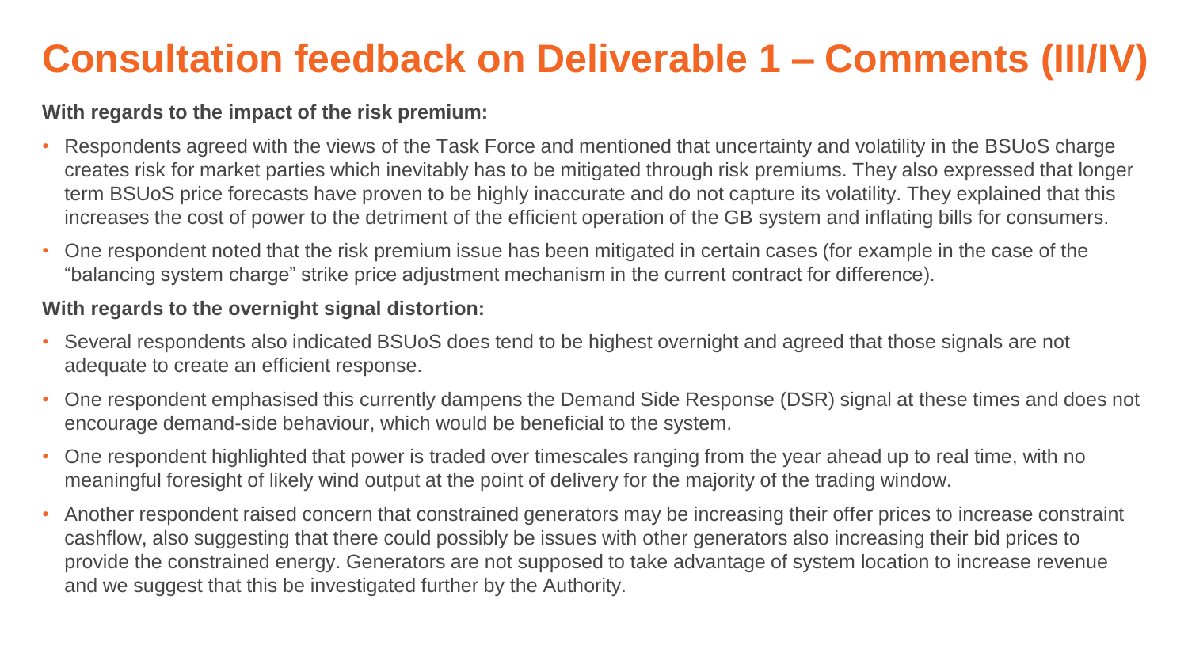# Consultation feedback on Deliverable 1 – Comments (III/IV)

**With regards to the impact of the risk premium:**

- Respondents agreed with the views of the Task Force and mentioned that uncertainty and volatility in the BSUoS charge creates risk for market parties which inevitably has to be mitigated through risk premiums. They also expressed that longer term BSUoS price forecasts have proven to be highly inaccurate and do not capture its volatility. They explained that this increases the cost of power to the detriment of the efficient operation of the GB system and inflating bills for consumers.
- One respondent noted that the risk premium issue has been mitigated in certain cases (for example in the case of the "balancing system charge" strike price adjustment mechanism in the current contract for difference).

**With regards to the overnight signal distortion:**

- Several respondents also indicated BSUoS does tend to be highest overnight and agreed that those signals are not adequate to create an efficient response.
- One respondent emphasised this currently dampens the Demand Side Response (DSR) signal at these times and does not encourage demand-side behaviour, which would be beneficial to the system.
- One respondent highlighted that power is traded over timescales ranging from the year ahead up to real time, with no meaningful foresight of likely wind output at the point of delivery for the majority of the trading window.
- Another respondent raised concern that constrained generators may be increasing their offer prices to increase constraint cashflow, also suggesting that there could possibly be issues with other generators also increasing their bid prices to provide the constrained energy. Generators are not supposed to take advantage of system location to increase revenue and we suggest that this be investigated further by the Authority.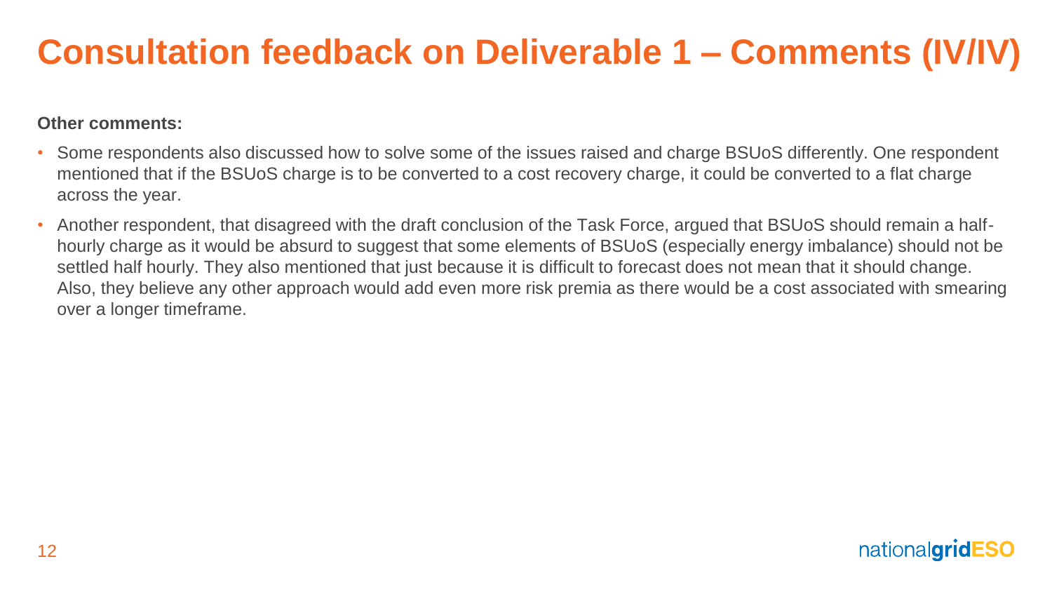# Consultation feedback on Deliverable 1 – Comments (IV/IV)

**Other comments:**

- Some respondents also discussed how to solve some of the issues raised and charge BSUoS differently. One respondent mentioned that if the BSUoS charge is to be converted to a cost recovery charge, it could be converted to a flat charge across the year.
- Another respondent, that disagreed with the draft conclusion of the Task Force, argued that BSUoS should remain a half-hourly charge as it would be absurd to suggest that some elements of BSUoS (especially energy imbalance) should not be settled half hourly. They also mentioned that just because it is difficult to forecast does not mean that it should change. Also, they believe any other approach would add even more risk premia as there would be a cost associated with smearing over a longer timeframe.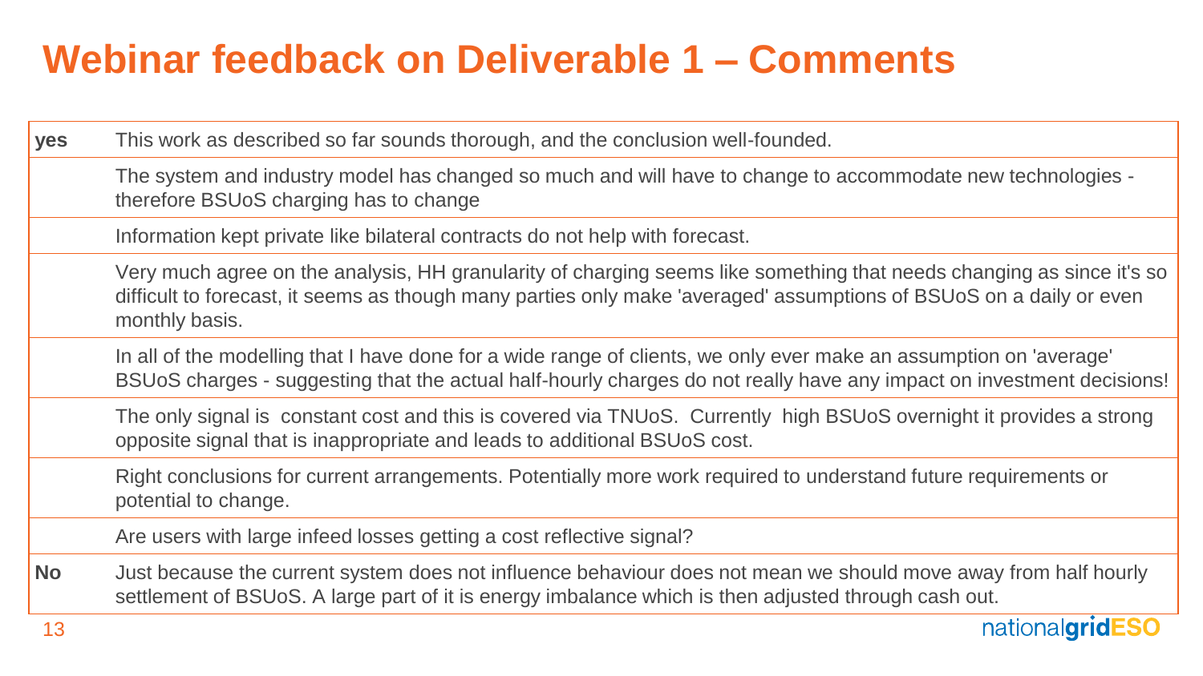# Webinar feedback on Deliverable 1 – Comments

| | |
|---|---|
| **yes** | This work as described so far sounds thorough, and the conclusion well-founded. |
| | The system and industry model has changed so much and will have to change to accommodate new technologies - therefore BSUoS charging has to change |
| | Information kept private like bilateral contracts do not help with forecast. |
| | Very much agree on the analysis, HH granularity of charging seems like something that needs changing as since it's so difficult to forecast, it seems as though many parties only make 'averaged' assumptions of BSUoS on a daily or even monthly basis. |
| | In all of the modelling that I have done for a wide range of clients, we only ever make an assumption on 'average' BSUoS charges - suggesting that the actual half-hourly charges do not really have any impact on investment decisions! |
| | The only signal is  constant cost and this is covered via TNUoS.  Currently  high BSUoS overnight it provides a strong opposite signal that is inappropriate and leads to additional BSUoS cost. |
| | Right conclusions for current arrangements. Potentially more work required to understand future requirements or potential to change. |
| | Are users with large infeed losses getting a cost reflective signal? |
| **No** | Just because the current system does not influence behaviour does not mean we should move away from half hourly settlement of BSUoS. A large part of it is energy imbalance which is then adjusted through cash out. |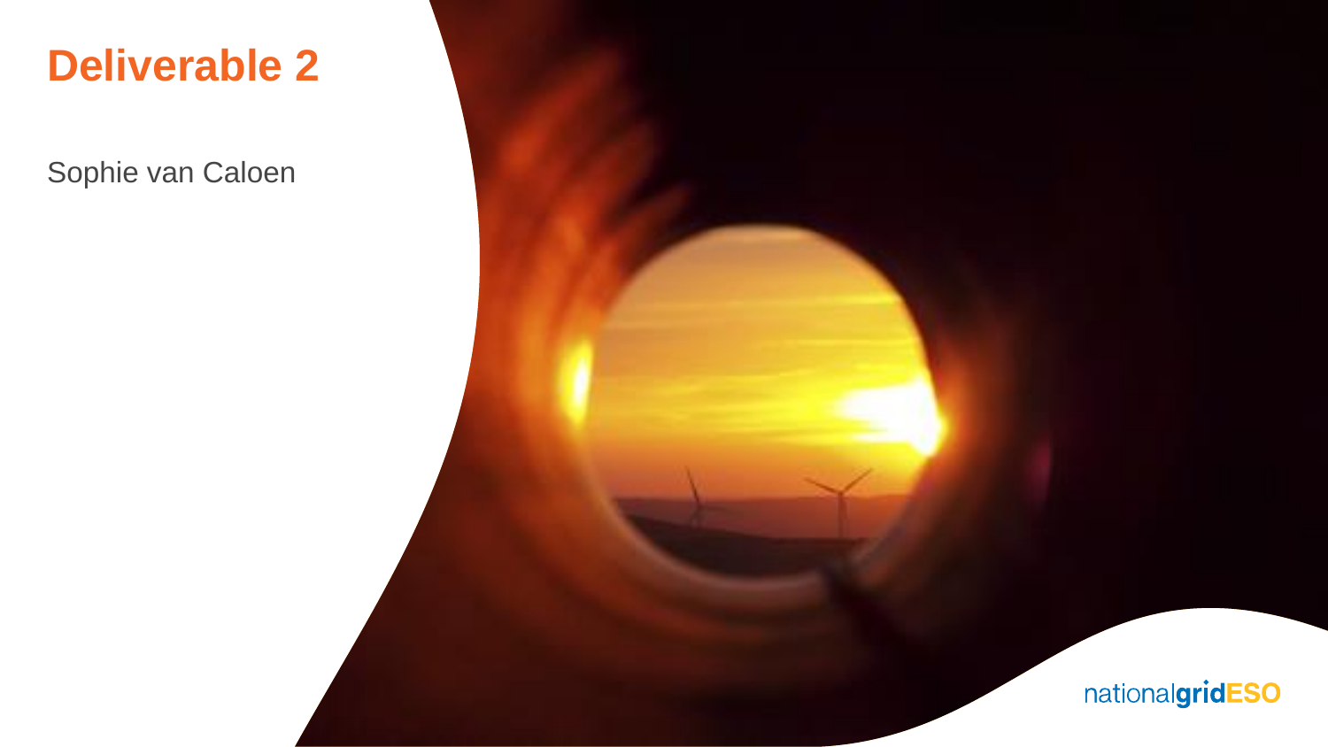# Deliverable 2

Sophie van Caloen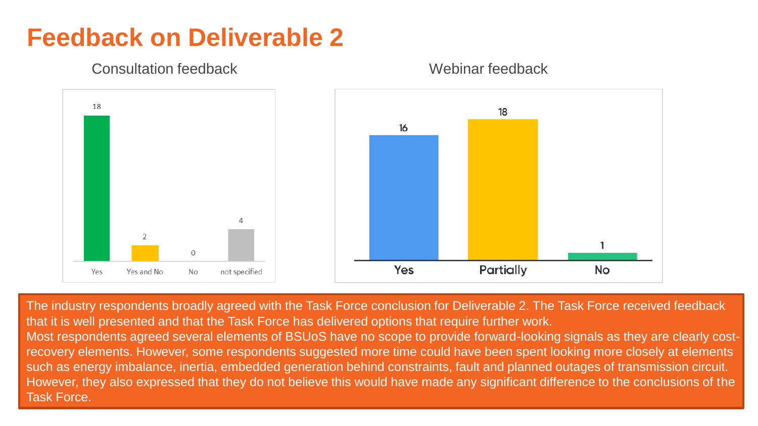# Feedback on Deliverable 2

### Consultation feedback

| Response | Count |
| --- | --- |
| Yes | 18 |
| Yes and No | 2 |
| No | 0 |
| not specified | 4 |

### Webinar feedback

| Response | Count |
| --- | --- |
| Yes | 16 |
| Partially | 18 |
| No | 1 |

The industry respondents broadly agreed with the Task Force conclusion for Deliverable 2. The Task Force received feedback that it is well presented and that the Task Force has delivered options that require further work.

Most respondents agreed several elements of BSUoS have no scope to provide forward-looking signals as they are clearly cost-recovery elements. However, some respondents suggested more time could have been spent looking more closely at elements such as energy imbalance, inertia, embedded generation behind constraints, fault and planned outages of transmission circuit. However, they also expressed that they do not believe this would have made any significant difference to the conclusions of the Task Force.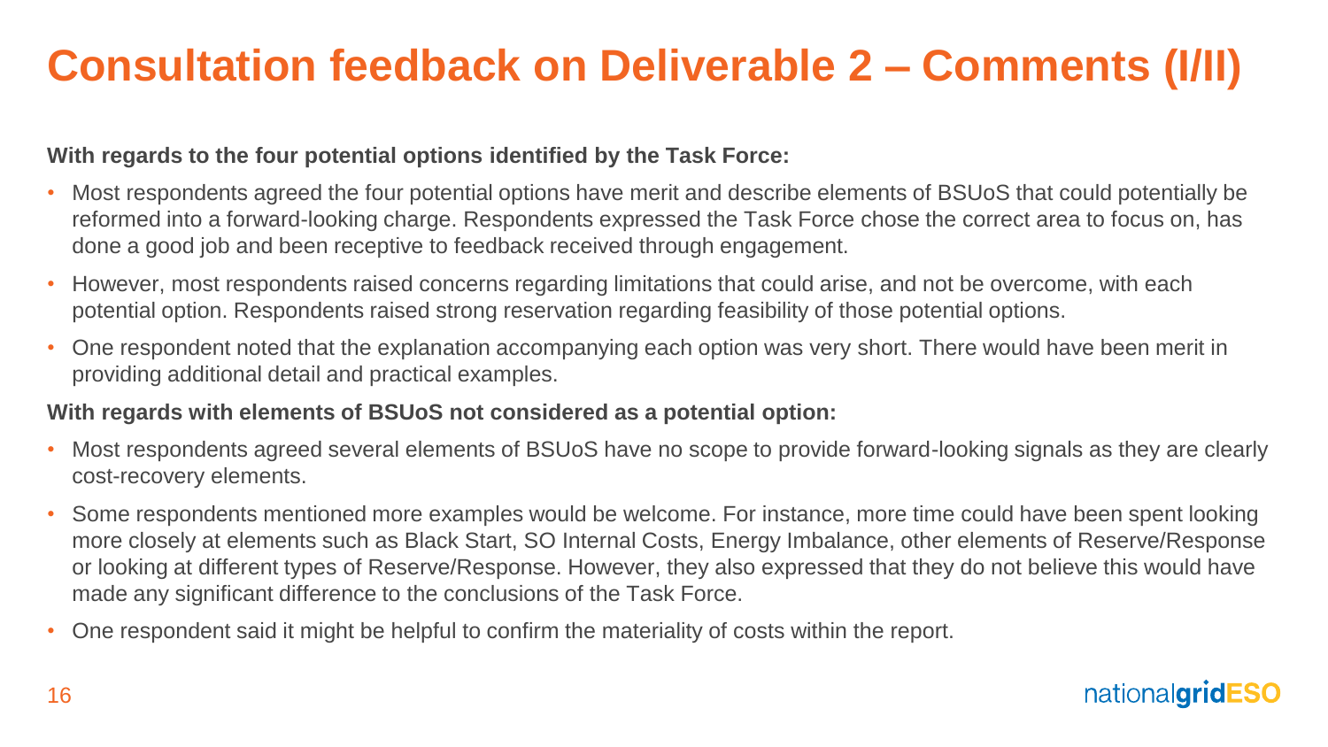# Consultation feedback on Deliverable 2 – Comments (I/II)

**With regards to the four potential options identified by the Task Force:**

- Most respondents agreed the four potential options have merit and describe elements of BSUoS that could potentially be reformed into a forward-looking charge. Respondents expressed the Task Force chose the correct area to focus on, has done a good job and been receptive to feedback received through engagement.
- However, most respondents raised concerns regarding limitations that could arise, and not be overcome, with each potential option. Respondents raised strong reservation regarding feasibility of those potential options.
- One respondent noted that the explanation accompanying each option was very short. There would have been merit in providing additional detail and practical examples.

**With regards with elements of BSUoS not considered as a potential option:**

- Most respondents agreed several elements of BSUoS have no scope to provide forward-looking signals as they are clearly cost-recovery elements.
- Some respondents mentioned more examples would be welcome. For instance, more time could have been spent looking more closely at elements such as Black Start, SO Internal Costs, Energy Imbalance, other elements of Reserve/Response or looking at different types of Reserve/Response. However, they also expressed that they do not believe this would have made any significant difference to the conclusions of the Task Force.
- One respondent said it might be helpful to confirm the materiality of costs within the report.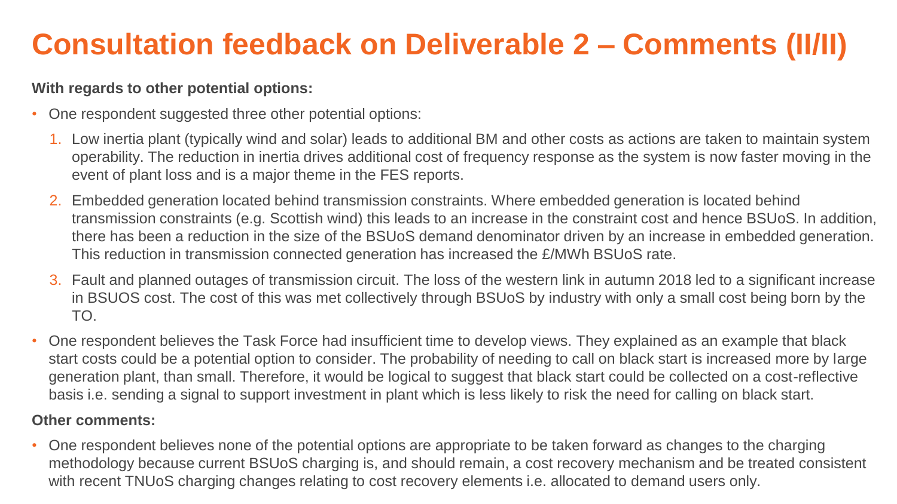# Consultation feedback on Deliverable 2 – Comments (II/II)

**With regards to other potential options:**

- One respondent suggested three other potential options:
  1. Low inertia plant (typically wind and solar) leads to additional BM and other costs as actions are taken to maintain system operability. The reduction in inertia drives additional cost of frequency response as the system is now faster moving in the event of plant loss and is a major theme in the FES reports.
  2. Embedded generation located behind transmission constraints. Where embedded generation is located behind transmission constraints (e.g. Scottish wind) this leads to an increase in the constraint cost and hence BSUoS. In addition, there has been a reduction in the size of the BSUoS demand denominator driven by an increase in embedded generation. This reduction in transmission connected generation has increased the £/MWh BSUoS rate.
  3. Fault and planned outages of transmission circuit. The loss of the western link in autumn 2018 led to a significant increase in BSUOS cost. The cost of this was met collectively through BSUoS by industry with only a small cost being born by the TO.
- One respondent believes the Task Force had insufficient time to develop views. They explained as an example that black start costs could be a potential option to consider. The probability of needing to call on black start is increased more by large generation plant, than small. Therefore, it would be logical to suggest that black start could be collected on a cost-reflective basis i.e. sending a signal to support investment in plant which is less likely to risk the need for calling on black start.

**Other comments:**

- One respondent believes none of the potential options are appropriate to be taken forward as changes to the charging methodology because current BSUoS charging is, and should remain, a cost recovery mechanism and be treated consistent with recent TNUoS charging changes relating to cost recovery elements i.e. allocated to demand users only.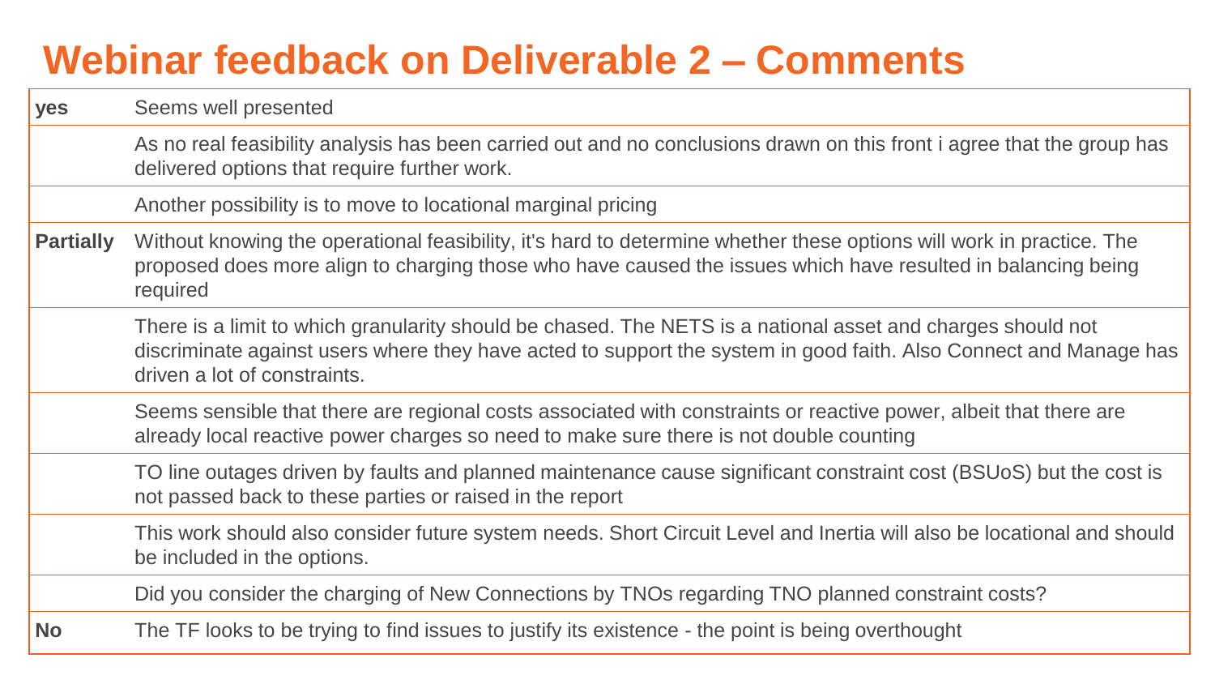# Webinar feedback on Deliverable 2 – Comments

| | |
|---|---|
| **yes** | Seems well presented |
| | As no real feasibility analysis has been carried out and no conclusions drawn on this front i agree that the group has delivered options that require further work. |
| | Another possibility is to move to locational marginal pricing |
| **Partially** | Without knowing the operational feasibility, it's hard to determine whether these options will work in practice. The proposed does more align to charging those who have caused the issues which have resulted in balancing being required |
| | There is a limit to which granularity should be chased. The NETS is a national asset and charges should not discriminate against users where they have acted to support the system in good faith. Also Connect and Manage has driven a lot of constraints. |
| | Seems sensible that there are regional costs associated with constraints or reactive power, albeit that there are already local reactive power charges so need to make sure there is not double counting |
| | TO line outages driven by faults and planned maintenance cause significant constraint cost (BSUoS) but the cost is not passed back to these parties or raised in the report |
| | This work should also consider future system needs. Short Circuit Level and Inertia will also be locational and should be included in the options. |
| | Did you consider the charging of New Connections by TNOs regarding TNO planned constraint costs? |
| **No** | The TF looks to be trying to find issues to justify its existence - the point is being overthought |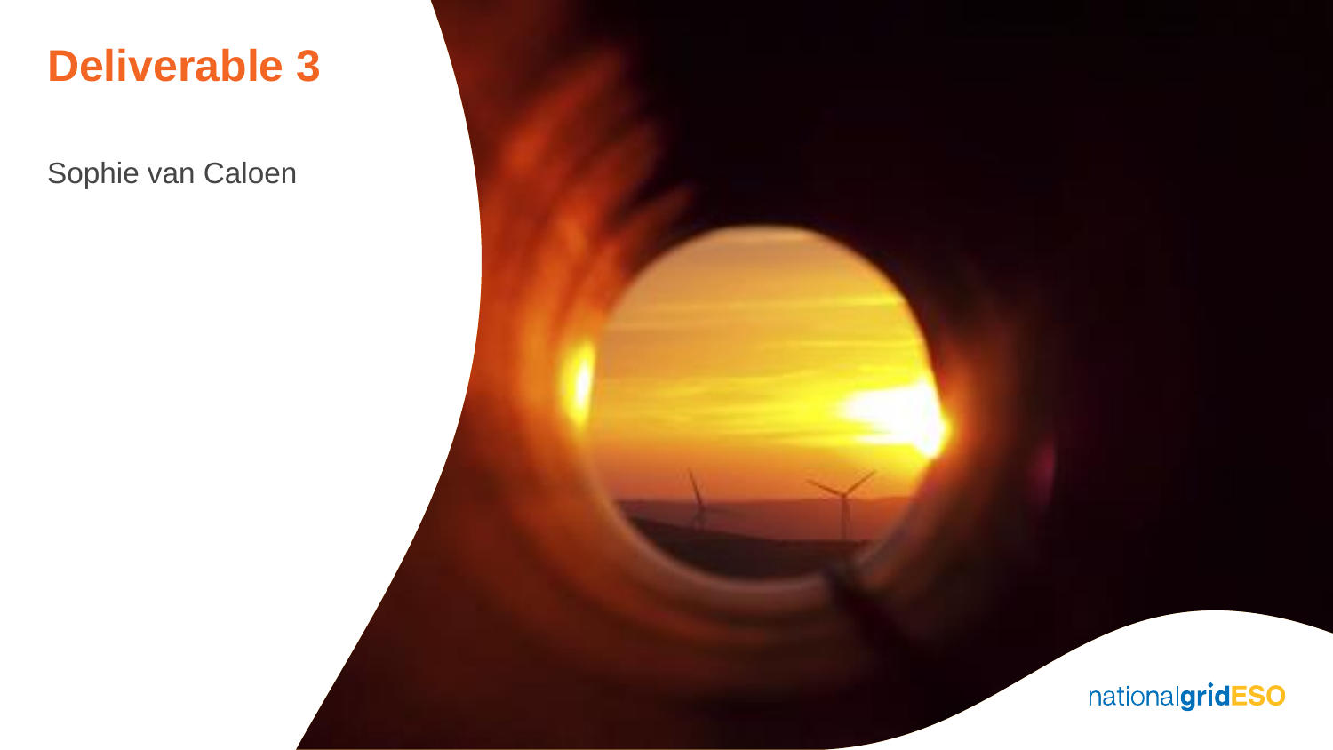# Deliverable 3

Sophie van Caloen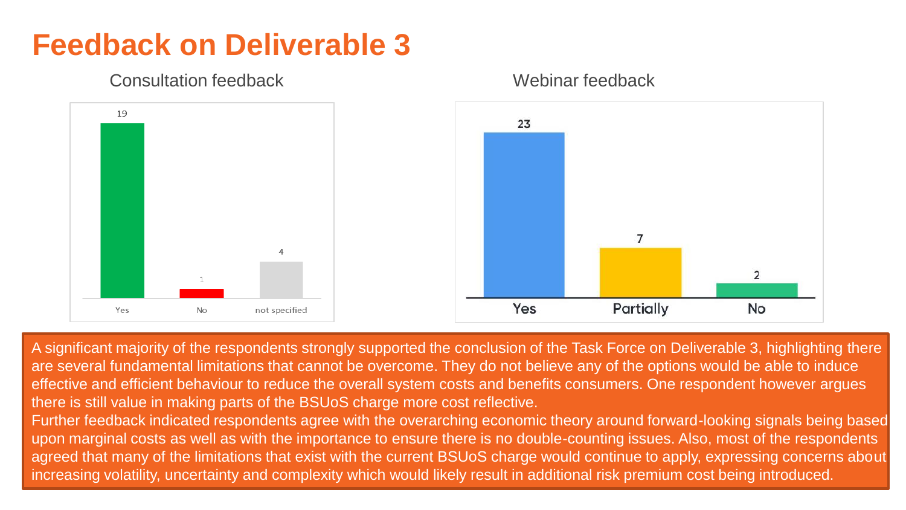# Feedback on Deliverable 3

**Consultation feedback**

| Yes | No | not specified |
|---|---|---|
| 19 | 1 | 4 |

**Webinar feedback**

| Yes | Partially | No |
|---|---|---|
| 23 | 7 | 2 |

A significant majority of the respondents strongly supported the conclusion of the Task Force on Deliverable 3, highlighting there are several fundamental limitations that cannot be overcome. They do not believe any of the options would be able to induce effective and efficient behaviour to reduce the overall system costs and benefits consumers. One respondent however argues there is still value in making parts of the BSUoS charge more cost reflective.

Further feedback indicated respondents agree with the overarching economic theory around forward-looking signals being based upon marginal costs as well as with the importance to ensure there is no double-counting issues. Also, most of the respondents agreed that many of the limitations that exist with the current BSUoS charge would continue to apply, expressing concerns about increasing volatility, uncertainty and complexity which would likely result in additional risk premium cost being introduced.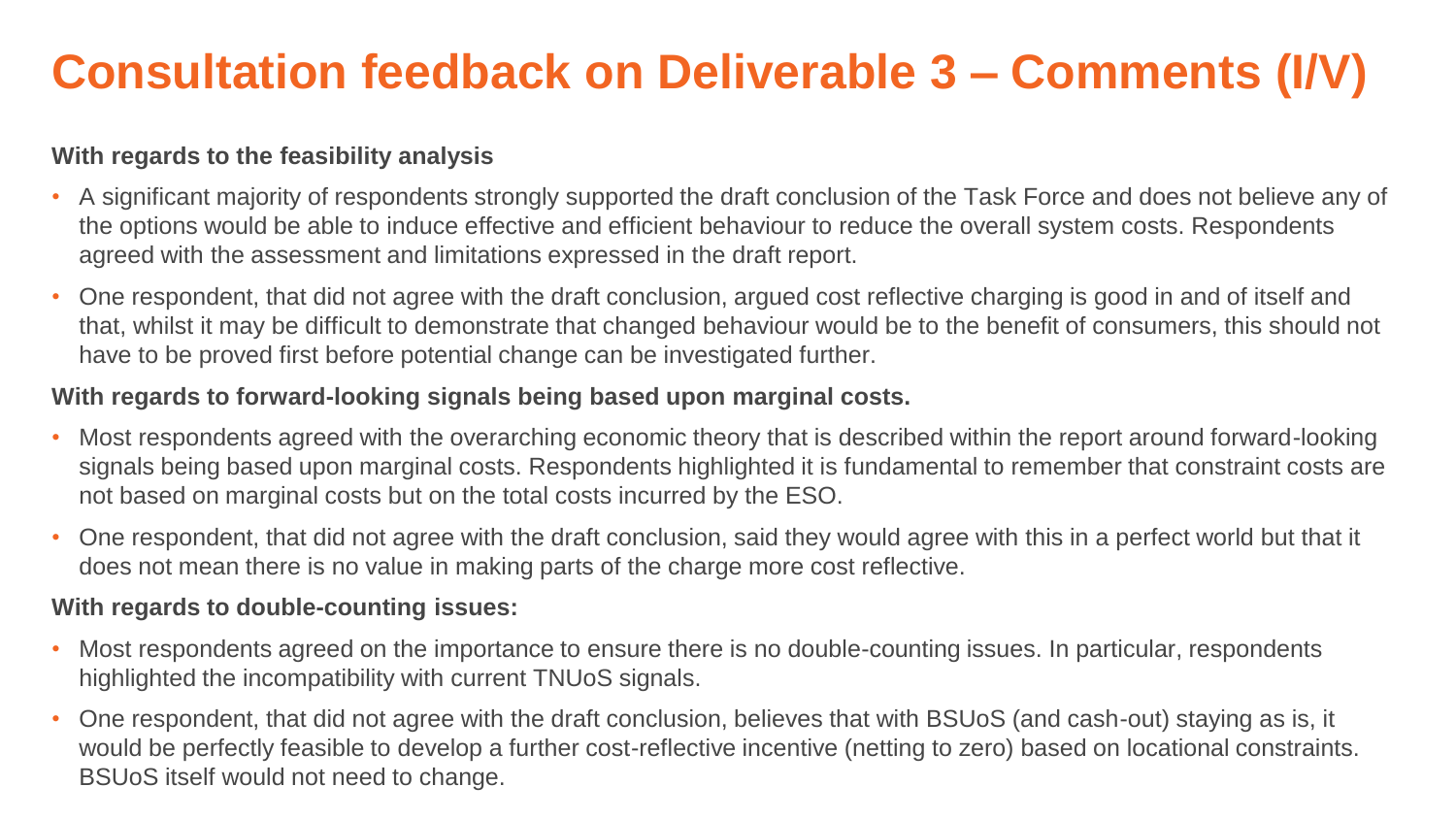# Consultation feedback on Deliverable 3 – Comments (I/V)

**With regards to the feasibility analysis**

- A significant majority of respondents strongly supported the draft conclusion of the Task Force and does not believe any of the options would be able to induce effective and efficient behaviour to reduce the overall system costs. Respondents agreed with the assessment and limitations expressed in the draft report.
- One respondent, that did not agree with the draft conclusion, argued cost reflective charging is good in and of itself and that, whilst it may be difficult to demonstrate that changed behaviour would be to the benefit of consumers, this should not have to be proved first before potential change can be investigated further.

**With regards to forward-looking signals being based upon marginal costs.**

- Most respondents agreed with the overarching economic theory that is described within the report around forward-looking signals being based upon marginal costs. Respondents highlighted it is fundamental to remember that constraint costs are not based on marginal costs but on the total costs incurred by the ESO.
- One respondent, that did not agree with the draft conclusion, said they would agree with this in a perfect world but that it does not mean there is no value in making parts of the charge more cost reflective.

**With regards to double-counting issues:**

- Most respondents agreed on the importance to ensure there is no double-counting issues. In particular, respondents highlighted the incompatibility with current TNUoS signals.
- One respondent, that did not agree with the draft conclusion, believes that with BSUoS (and cash-out) staying as is, it would be perfectly feasible to develop a further cost-reflective incentive (netting to zero) based on locational constraints. BSUoS itself would not need to change.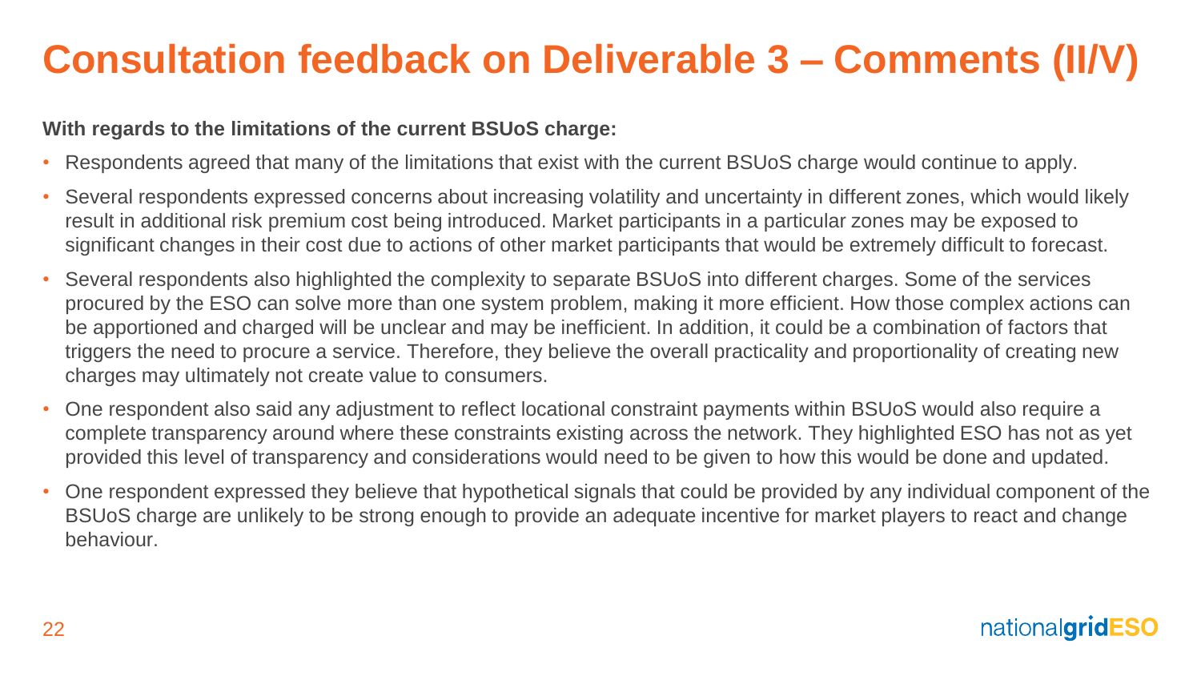# Consultation feedback on Deliverable 3 – Comments (II/V)

**With regards to the limitations of the current BSUoS charge:**

- Respondents agreed that many of the limitations that exist with the current BSUoS charge would continue to apply.
- Several respondents expressed concerns about increasing volatility and uncertainty in different zones, which would likely result in additional risk premium cost being introduced. Market participants in a particular zones may be exposed to significant changes in their cost due to actions of other market participants that would be extremely difficult to forecast.
- Several respondents also highlighted the complexity to separate BSUoS into different charges. Some of the services procured by the ESO can solve more than one system problem, making it more efficient. How those complex actions can be apportioned and charged will be unclear and may be inefficient. In addition, it could be a combination of factors that triggers the need to procure a service. Therefore, they believe the overall practicality and proportionality of creating new charges may ultimately not create value to consumers.
- One respondent also said any adjustment to reflect locational constraint payments within BSUoS would also require a complete transparency around where these constraints existing across the network. They highlighted ESO has not as yet provided this level of transparency and considerations would need to be given to how this would be done and updated.
- One respondent expressed they believe that hypothetical signals that could be provided by any individual component of the BSUoS charge are unlikely to be strong enough to provide an adequate incentive for market players to react and change behaviour.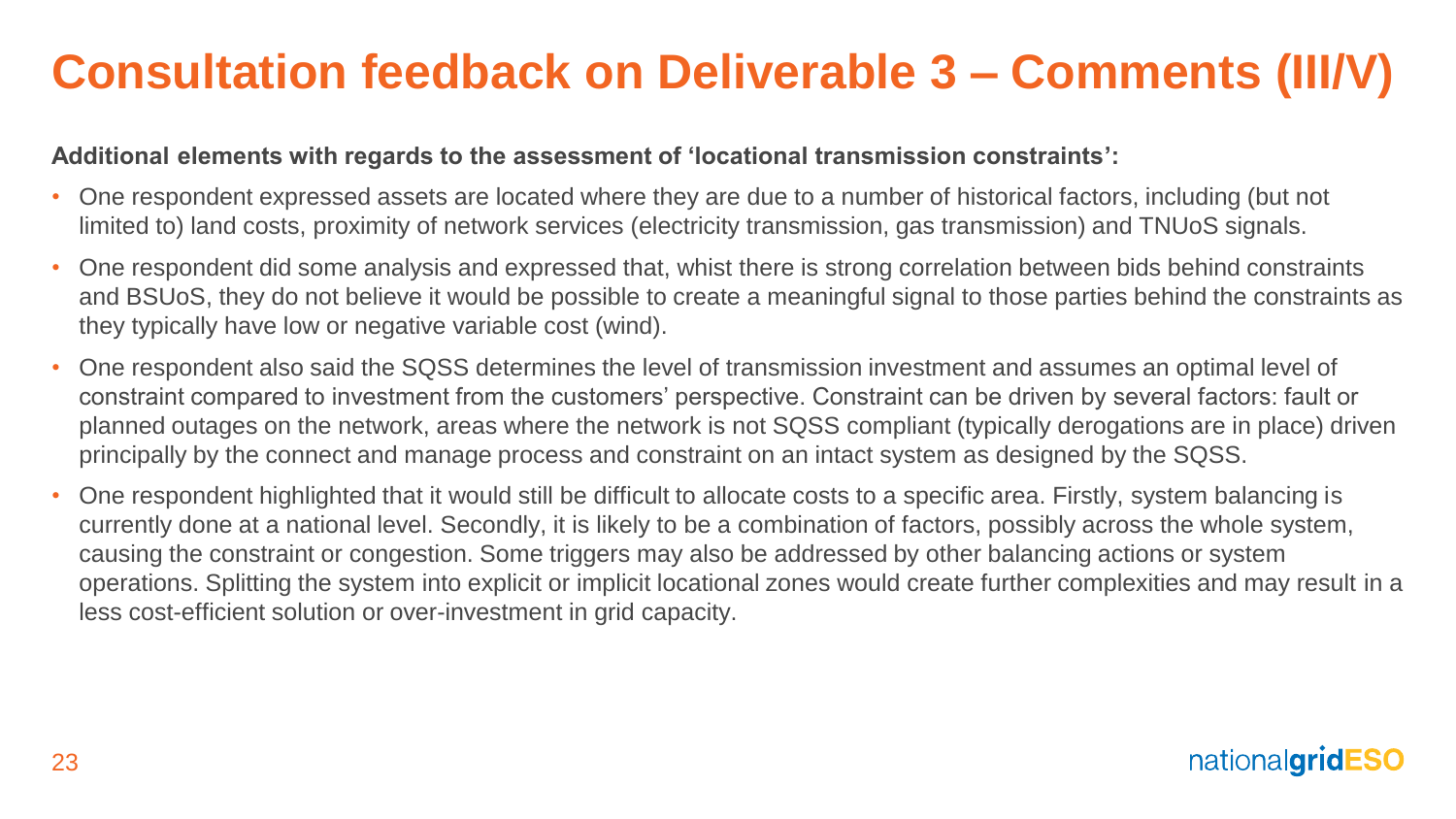# Consultation feedback on Deliverable 3 – Comments (III/V)

**Additional elements with regards to the assessment of 'locational transmission constraints':**

- One respondent expressed assets are located where they are due to a number of historical factors, including (but not limited to) land costs, proximity of network services (electricity transmission, gas transmission) and TNUoS signals.
- One respondent did some analysis and expressed that, whist there is strong correlation between bids behind constraints and BSUoS, they do not believe it would be possible to create a meaningful signal to those parties behind the constraints as they typically have low or negative variable cost (wind).
- One respondent also said the SQSS determines the level of transmission investment and assumes an optimal level of constraint compared to investment from the customers' perspective. Constraint can be driven by several factors: fault or planned outages on the network, areas where the network is not SQSS compliant (typically derogations are in place) driven principally by the connect and manage process and constraint on an intact system as designed by the SQSS.
- One respondent highlighted that it would still be difficult to allocate costs to a specific area. Firstly, system balancing is currently done at a national level. Secondly, it is likely to be a combination of factors, possibly across the whole system, causing the constraint or congestion. Some triggers may also be addressed by other balancing actions or system operations. Splitting the system into explicit or implicit locational zones would create further complexities and may result in a less cost-efficient solution or over-investment in grid capacity.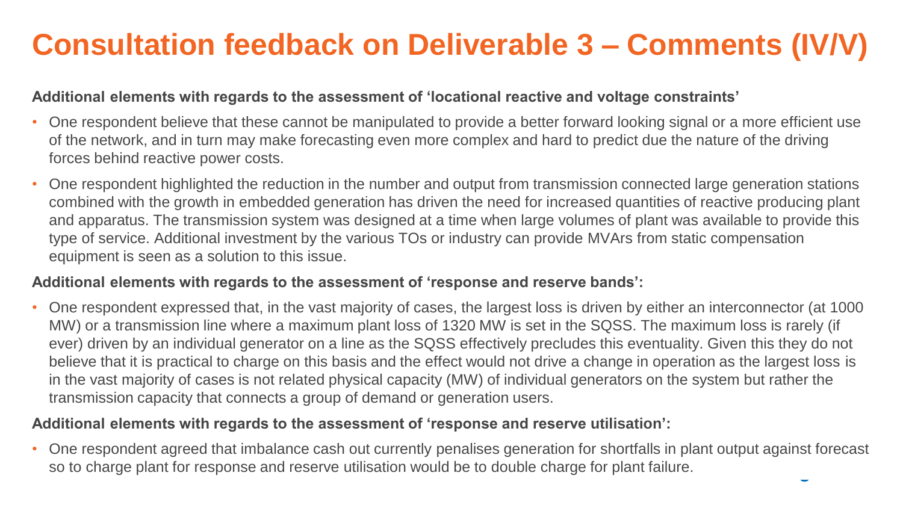# Consultation feedback on Deliverable 3 – Comments (IV/V)

**Additional elements with regards to the assessment of 'locational reactive and voltage constraints'**

- One respondent believe that these cannot be manipulated to provide a better forward looking signal or a more efficient use of the network, and in turn may make forecasting even more complex and hard to predict due the nature of the driving forces behind reactive power costs.
- One respondent highlighted the reduction in the number and output from transmission connected large generation stations combined with the growth in embedded generation has driven the need for increased quantities of reactive producing plant and apparatus. The transmission system was designed at a time when large volumes of plant was available to provide this type of service. Additional investment by the various TOs or industry can provide MVArs from static compensation equipment is seen as a solution to this issue.

**Additional elements with regards to the assessment of 'response and reserve bands':**

- One respondent expressed that, in the vast majority of cases, the largest loss is driven by either an interconnector (at 1000 MW) or a transmission line where a maximum plant loss of 1320 MW is set in the SQSS. The maximum loss is rarely (if ever) driven by an individual generator on a line as the SQSS effectively precludes this eventuality. Given this they do not believe that it is practical to charge on this basis and the effect would not drive a change in operation as the largest loss is in the vast majority of cases is not related physical capacity (MW) of individual generators on the system but rather the transmission capacity that connects a group of demand or generation users.

**Additional elements with regards to the assessment of 'response and reserve utilisation':**

- One respondent agreed that imbalance cash out currently penalises generation for shortfalls in plant output against forecast so to charge plant for response and reserve utilisation would be to double charge for plant failure.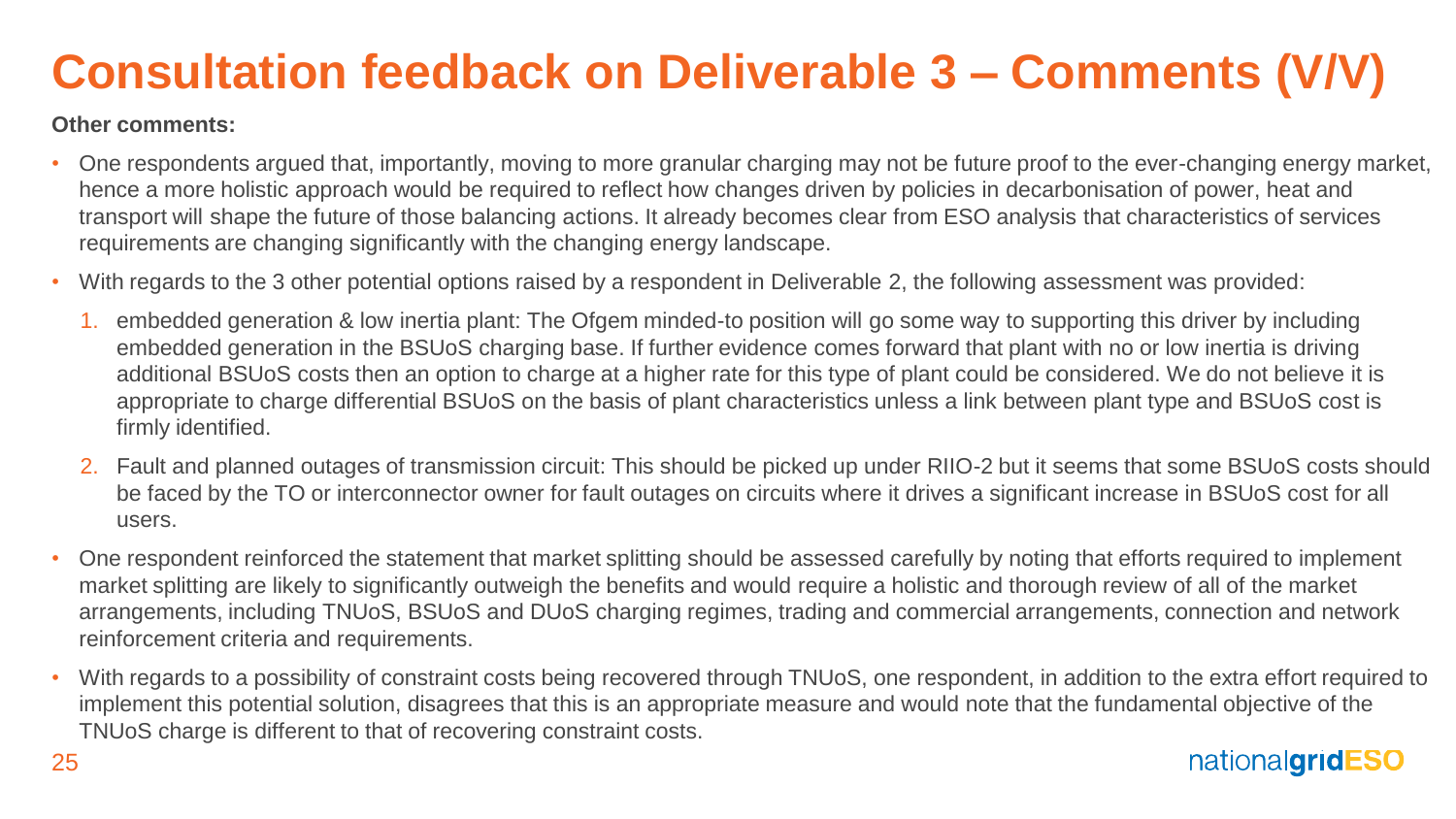# Consultation feedback on Deliverable 3 – Comments (V/V)

**Other comments:**

- One respondents argued that, importantly, moving to more granular charging may not be future proof to the ever-changing energy market, hence a more holistic approach would be required to reflect how changes driven by policies in decarbonisation of power, heat and transport will shape the future of those balancing actions. It already becomes clear from ESO analysis that characteristics of services requirements are changing significantly with the changing energy landscape.
- With regards to the 3 other potential options raised by a respondent in Deliverable 2, the following assessment was provided:
  1. embedded generation & low inertia plant: The Ofgem minded-to position will go some way to supporting this driver by including embedded generation in the BSUoS charging base. If further evidence comes forward that plant with no or low inertia is driving additional BSUoS costs then an option to charge at a higher rate for this type of plant could be considered. We do not believe it is appropriate to charge differential BSUoS on the basis of plant characteristics unless a link between plant type and BSUoS cost is firmly identified.
  2. Fault and planned outages of transmission circuit: This should be picked up under RIIO-2 but it seems that some BSUoS costs should be faced by the TO or interconnector owner for fault outages on circuits where it drives a significant increase in BSUoS cost for all users.
- One respondent reinforced the statement that market splitting should be assessed carefully by noting that efforts required to implement market splitting are likely to significantly outweigh the benefits and would require a holistic and thorough review of all of the market arrangements, including TNUoS, BSUoS and DUoS charging regimes, trading and commercial arrangements, connection and network reinforcement criteria and requirements.
- With regards to a possibility of constraint costs being recovered through TNUoS, one respondent, in addition to the extra effort required to implement this potential solution, disagrees that this is an appropriate measure and would note that the fundamental objective of the TNUoS charge is different to that of recovering constraint costs.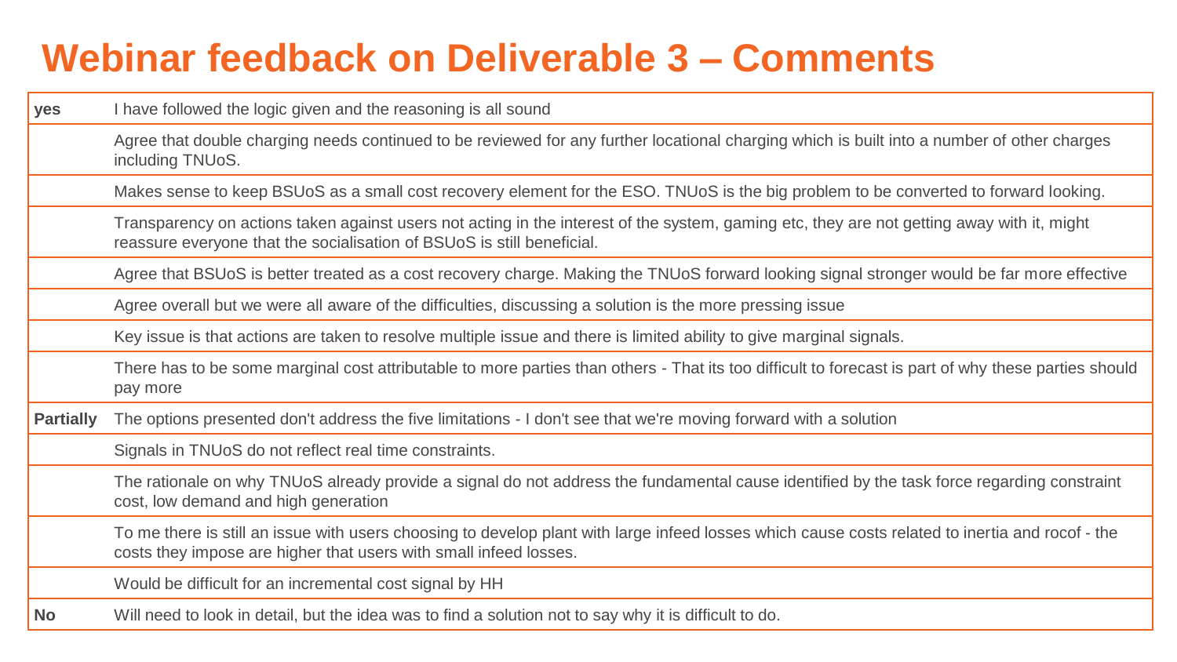# Webinar feedback on Deliverable 3 – Comments

| | |
|---|---|
| **yes** | I have followed the logic given and the reasoning is all sound |
| | Agree that double charging needs continued to be reviewed for any further locational charging which is built into a number of other charges including TNUoS. |
| | Makes sense to keep BSUoS as a small cost recovery element for the ESO. TNUoS is the big problem to be converted to forward looking. |
| | Transparency on actions taken against users not acting in the interest of the system, gaming etc, they are not getting away with it, might reassure everyone that the socialisation of BSUoS is still beneficial. |
| | Agree that BSUoS is better treated as a cost recovery charge. Making the TNUoS forward looking signal stronger would be far more effective |
| | Agree overall but we were all aware of the difficulties, discussing a solution is the more pressing issue |
| | Key issue is that actions are taken to resolve multiple issue and there is limited ability to give marginal signals. |
| | There has to be some marginal cost attributable to more parties than others - That its too difficult to forecast is part of why these parties should pay more |
| **Partially** | The options presented don't address the five limitations - I don't see that we're moving forward with a solution |
| | Signals in TNUoS do not reflect real time constraints. |
| | The rationale on why TNUoS already provide a signal do not address the fundamental cause identified by the task force regarding constraint cost, low demand and high generation |
| | To me there is still an issue with users choosing to develop plant with large infeed losses which cause costs related to inertia and rocof - the costs they impose are higher that users with small infeed losses. |
| | Would be difficult for an incremental cost signal by HH |
| **No** | Will need to look in detail, but the idea was to find a solution not to say why it is difficult to do. |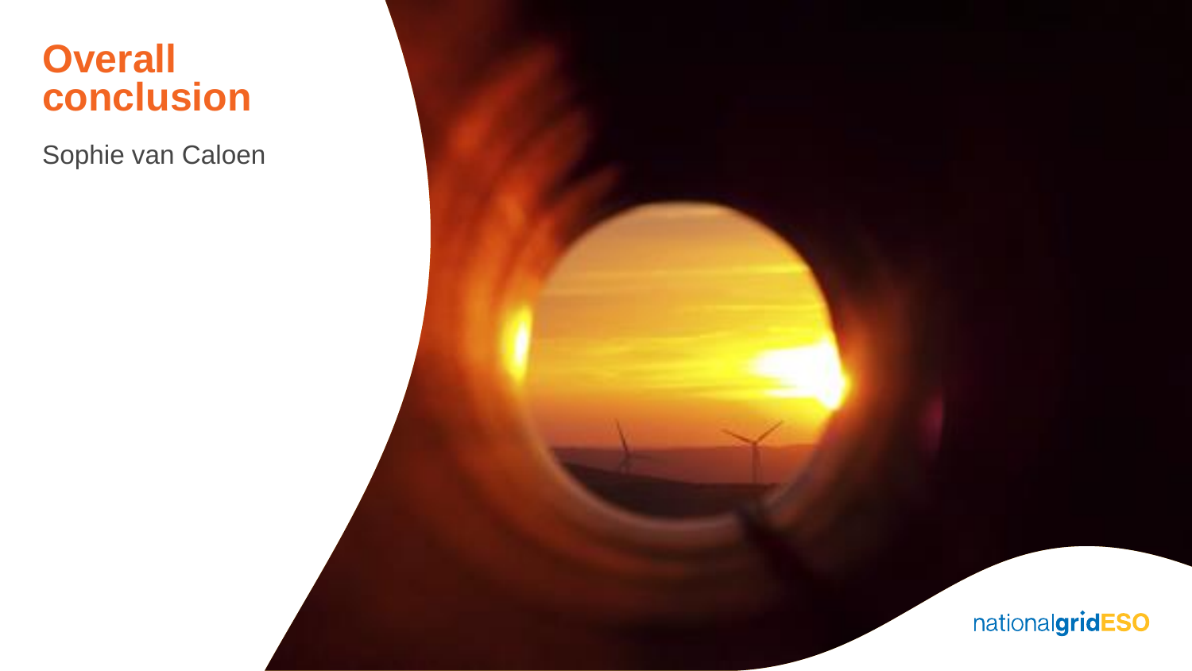# Overall conclusion

Sophie van Caloen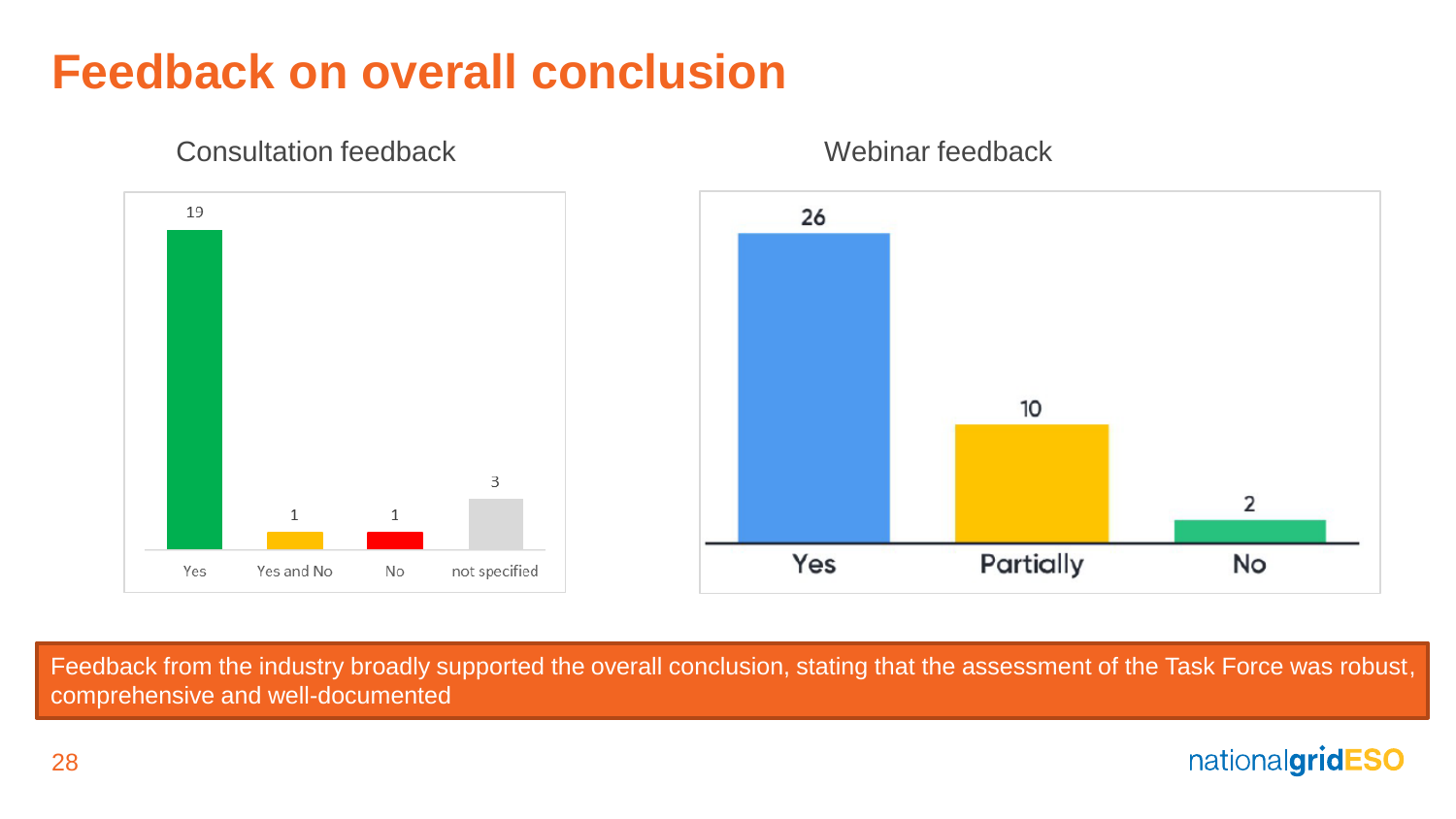# Feedback on overall conclusion

### Consultation feedback

| Yes | Yes and No | No | not specified |
|---|---|---|---|
| 19 | 1 | 1 | 3 |

### Webinar feedback

| Yes | Partially | No |
|---|---|---|
| 26 | 10 | 2 |

Feedback from the industry broadly supported the overall conclusion, stating that the assessment of the Task Force was robust, comprehensive and well-documented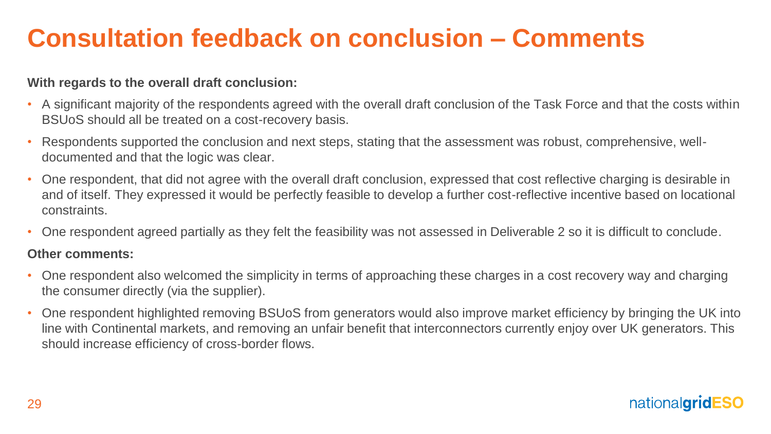# Consultation feedback on conclusion – Comments

**With regards to the overall draft conclusion:**

- A significant majority of the respondents agreed with the overall draft conclusion of the Task Force and that the costs within BSUoS should all be treated on a cost-recovery basis.
- Respondents supported the conclusion and next steps, stating that the assessment was robust, comprehensive, well-documented and that the logic was clear.
- One respondent, that did not agree with the overall draft conclusion, expressed that cost reflective charging is desirable in and of itself. They expressed it would be perfectly feasible to develop a further cost-reflective incentive based on locational constraints.
- One respondent agreed partially as they felt the feasibility was not assessed in Deliverable 2 so it is difficult to conclude.

**Other comments:**

- One respondent also welcomed the simplicity in terms of approaching these charges in a cost recovery way and charging the consumer directly (via the supplier).
- One respondent highlighted removing BSUoS from generators would also improve market efficiency by bringing the UK into line with Continental markets, and removing an unfair benefit that interconnectors currently enjoy over UK generators. This should increase efficiency of cross-border flows.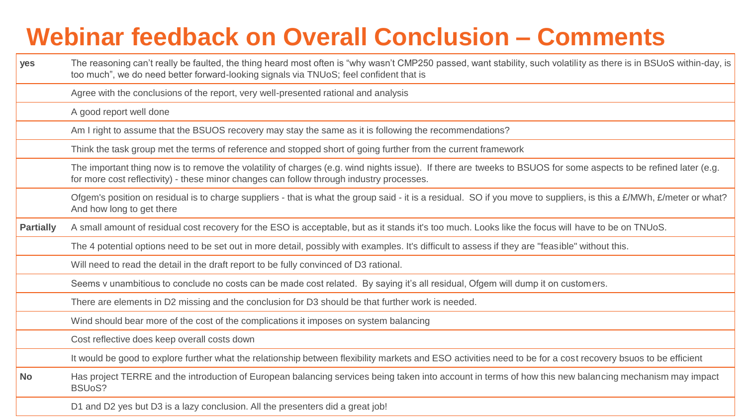# Webinar feedback on Overall Conclusion – Comments

| | |
|---|---|
| **yes** | The reasoning can't really be faulted, the thing heard most often is "why wasn't CMP250 passed, want stability, such volatility as there is in BSUoS within-day, is too much", we do need better forward-looking signals via TNUoS; feel confident that is |
| | Agree with the conclusions of the report, very well-presented rational and analysis |
| | A good report well done |
| | Am I right to assume that the BSUOS recovery may stay the same as it is following the recommendations? |
| | Think the task group met the terms of reference and stopped short of going further from the current framework |
| | The important thing now is to remove the volatility of charges (e.g. wind nights issue). If there are tweeks to BSUOS for some aspects to be refined later (e.g. for more cost reflectivity) - these minor changes can follow through industry processes. |
| | Ofgem's position on residual is to charge suppliers - that is what the group said - it is a residual. SO if you move to suppliers, is this a £/MWh, £/meter or what? And how long to get there |
| **Partially** | A small amount of residual cost recovery for the ESO is acceptable, but as it stands it's too much. Looks like the focus will have to be on TNUoS. |
| | The 4 potential options need to be set out in more detail, possibly with examples. It's difficult to assess if they are "feasible" without this. |
| | Will need to read the detail in the draft report to be fully convinced of D3 rational. |
| | Seems v unambitious to conclude no costs can be made cost related. By saying it's all residual, Ofgem will dump it on customers. |
| | There are elements in D2 missing and the conclusion for D3 should be that further work is needed. |
| | Wind should bear more of the cost of the complications it imposes on system balancing |
| | Cost reflective does keep overall costs down |
| | It would be good to explore further what the relationship between flexibility markets and ESO activities need to be for a cost recovery bsuos to be efficient |
| **No** | Has project TERRE and the introduction of European balancing services being taken into account in terms of how this new balancing mechanism may impact BSUoS? |
| | D1 and D2 yes but D3 is a lazy conclusion. All the presenters did a great job! |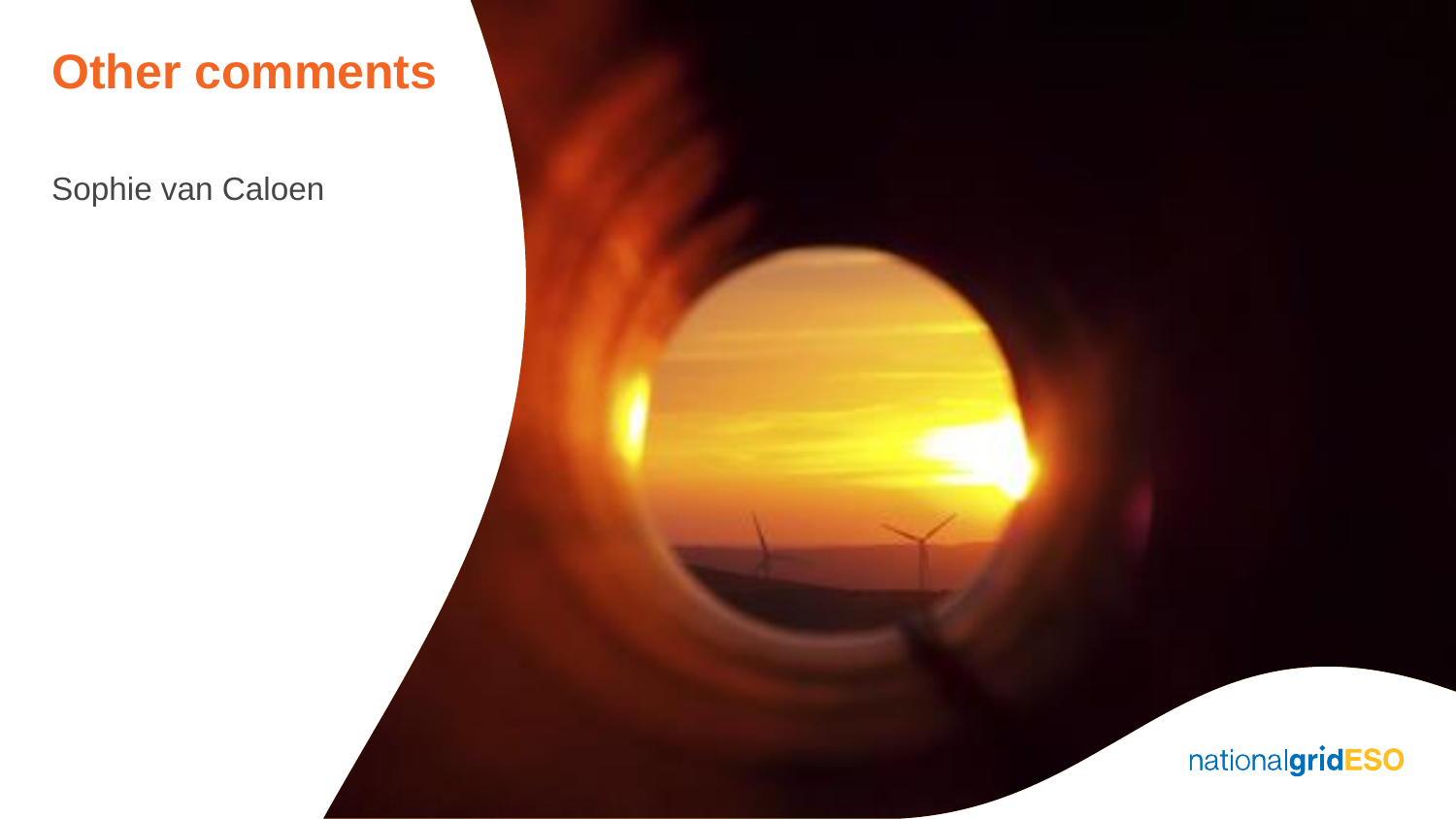# Other comments

Sophie van Caloen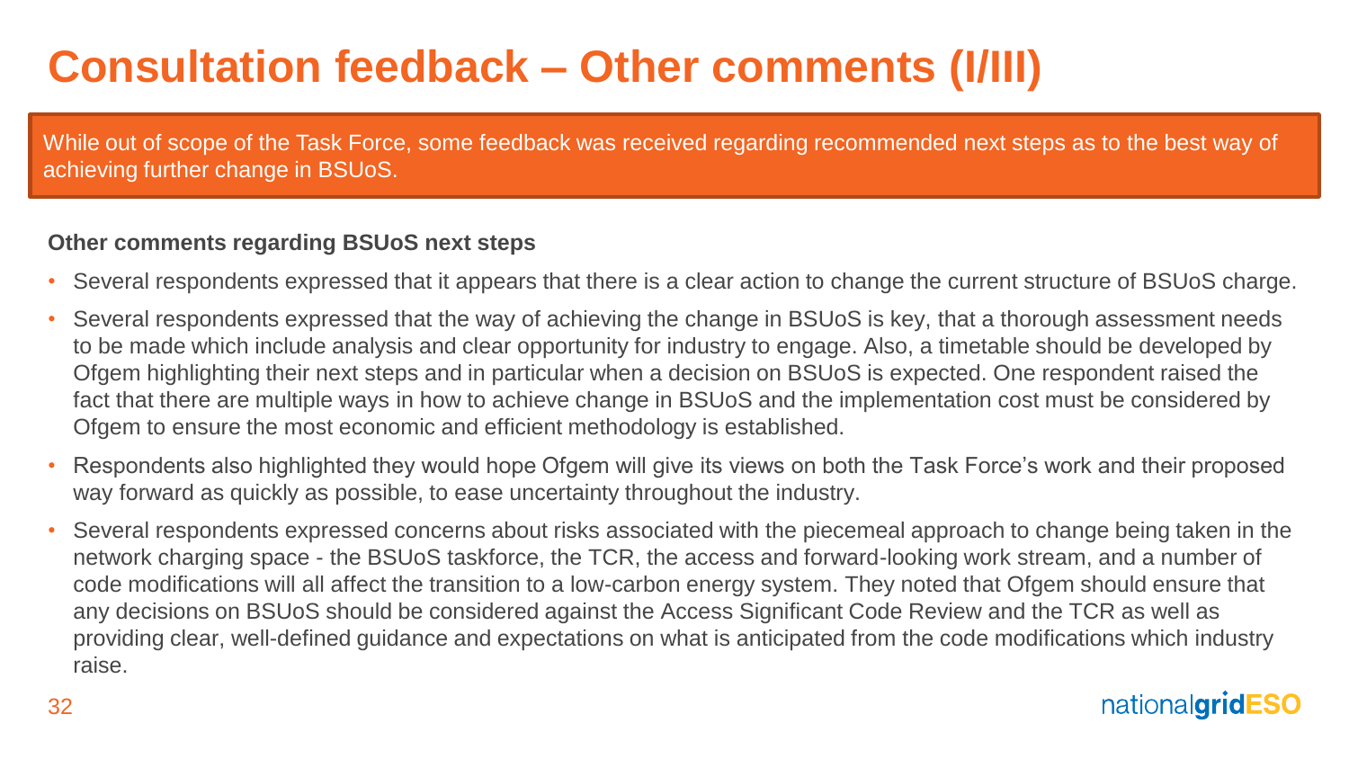# Consultation feedback – Other comments (I/III)

While out of scope of the Task Force, some feedback was received regarding recommended next steps as to the best way of achieving further change in BSUoS.

**Other comments regarding BSUoS next steps**

- Several respondents expressed that it appears that there is a clear action to change the current structure of BSUoS charge.
- Several respondents expressed that the way of achieving the change in BSUoS is key, that a thorough assessment needs to be made which include analysis and clear opportunity for industry to engage. Also, a timetable should be developed by Ofgem highlighting their next steps and in particular when a decision on BSUoS is expected. One respondent raised the fact that there are multiple ways in how to achieve change in BSUoS and the implementation cost must be considered by Ofgem to ensure the most economic and efficient methodology is established.
- Respondents also highlighted they would hope Ofgem will give its views on both the Task Force's work and their proposed way forward as quickly as possible, to ease uncertainty throughout the industry.
- Several respondents expressed concerns about risks associated with the piecemeal approach to change being taken in the network charging space - the BSUoS taskforce, the TCR, the access and forward-looking work stream, and a number of code modifications will all affect the transition to a low-carbon energy system. They noted that Ofgem should ensure that any decisions on BSUoS should be considered against the Access Significant Code Review and the TCR as well as providing clear, well-defined guidance and expectations on what is anticipated from the code modifications which industry raise.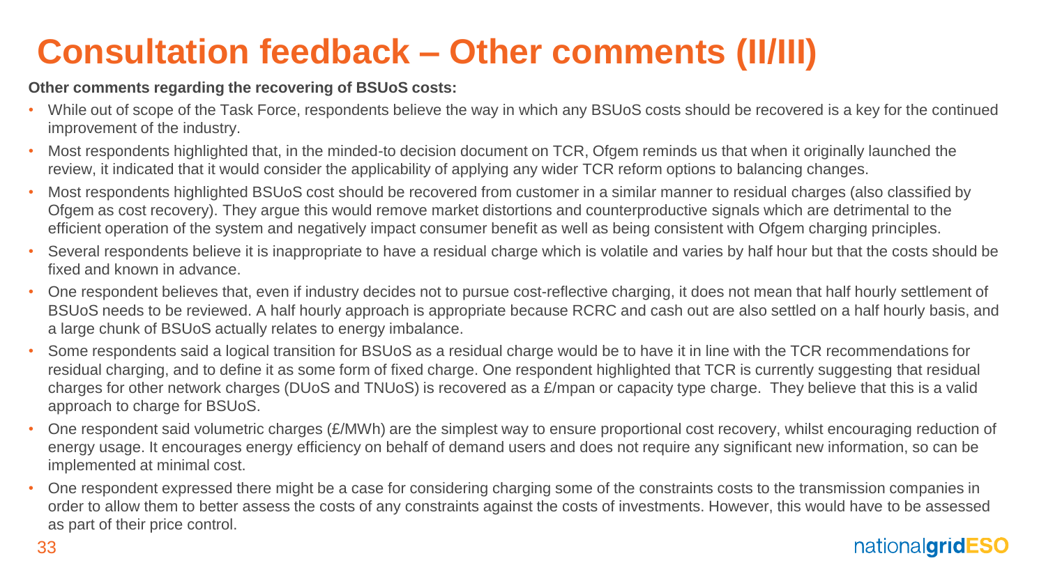# Consultation feedback – Other comments (II/III)

**Other comments regarding the recovering of BSUoS costs:**

- While out of scope of the Task Force, respondents believe the way in which any BSUoS costs should be recovered is a key for the continued improvement of the industry.
- Most respondents highlighted that, in the minded-to decision document on TCR, Ofgem reminds us that when it originally launched the review, it indicated that it would consider the applicability of applying any wider TCR reform options to balancing changes.
- Most respondents highlighted BSUoS cost should be recovered from customer in a similar manner to residual charges (also classified by Ofgem as cost recovery). They argue this would remove market distortions and counterproductive signals which are detrimental to the efficient operation of the system and negatively impact consumer benefit as well as being consistent with Ofgem charging principles.
- Several respondents believe it is inappropriate to have a residual charge which is volatile and varies by half hour but that the costs should be fixed and known in advance.
- One respondent believes that, even if industry decides not to pursue cost-reflective charging, it does not mean that half hourly settlement of BSUoS needs to be reviewed. A half hourly approach is appropriate because RCRC and cash out are also settled on a half hourly basis, and a large chunk of BSUoS actually relates to energy imbalance.
- Some respondents said a logical transition for BSUoS as a residual charge would be to have it in line with the TCR recommendations for residual charging, and to define it as some form of fixed charge. One respondent highlighted that TCR is currently suggesting that residual charges for other network charges (DUoS and TNUoS) is recovered as a £/mpan or capacity type charge. They believe that this is a valid approach to charge for BSUoS.
- One respondent said volumetric charges (£/MWh) are the simplest way to ensure proportional cost recovery, whilst encouraging reduction of energy usage. It encourages energy efficiency on behalf of demand users and does not require any significant new information, so can be implemented at minimal cost.
- One respondent expressed there might be a case for considering charging some of the constraints costs to the transmission companies in order to allow them to better assess the costs of any constraints against the costs of investments. However, this would have to be assessed as part of their price control.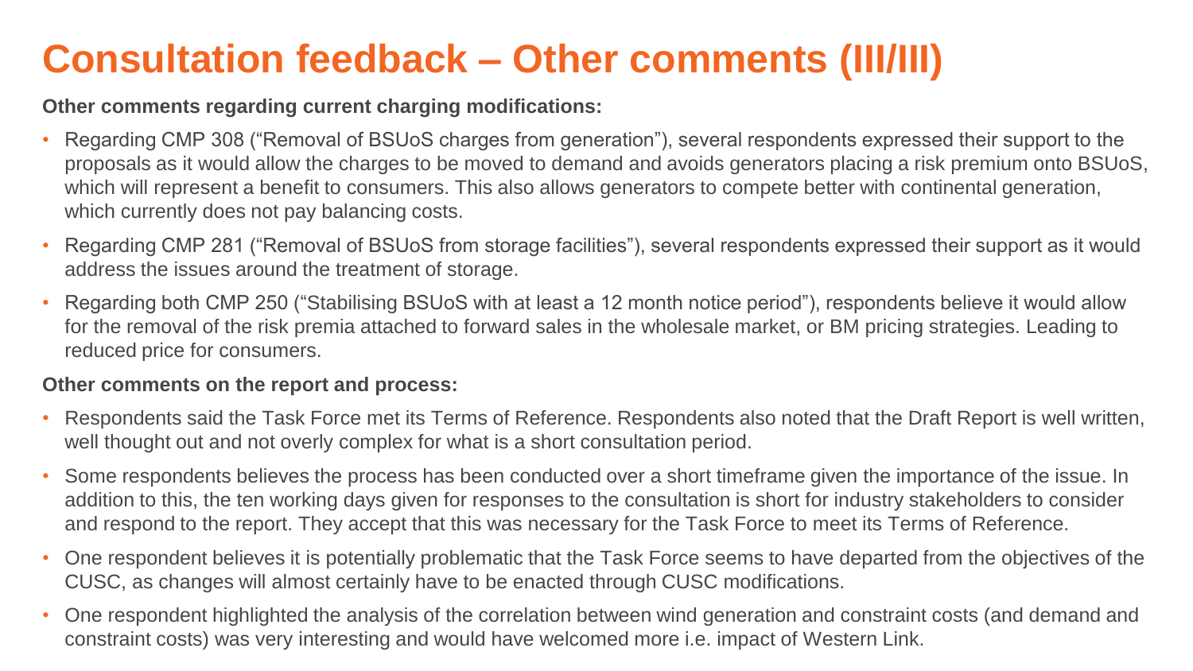# Consultation feedback – Other comments (III/III)

**Other comments regarding current charging modifications:**

- Regarding CMP 308 ("Removal of BSUoS charges from generation"), several respondents expressed their support to the proposals as it would allow the charges to be moved to demand and avoids generators placing a risk premium onto BSUoS, which will represent a benefit to consumers. This also allows generators to compete better with continental generation, which currently does not pay balancing costs.
- Regarding CMP 281 ("Removal of BSUoS from storage facilities"), several respondents expressed their support as it would address the issues around the treatment of storage.
- Regarding both CMP 250 ("Stabilising BSUoS with at least a 12 month notice period"), respondents believe it would allow for the removal of the risk premia attached to forward sales in the wholesale market, or BM pricing strategies. Leading to reduced price for consumers.

**Other comments on the report and process:**

- Respondents said the Task Force met its Terms of Reference. Respondents also noted that the Draft Report is well written, well thought out and not overly complex for what is a short consultation period.
- Some respondents believes the process has been conducted over a short timeframe given the importance of the issue. In addition to this, the ten working days given for responses to the consultation is short for industry stakeholders to consider and respond to the report. They accept that this was necessary for the Task Force to meet its Terms of Reference.
- One respondent believes it is potentially problematic that the Task Force seems to have departed from the objectives of the CUSC, as changes will almost certainly have to be enacted through CUSC modifications.
- One respondent highlighted the analysis of the correlation between wind generation and constraint costs (and demand and constraint costs) was very interesting and would have welcomed more i.e. impact of Western Link.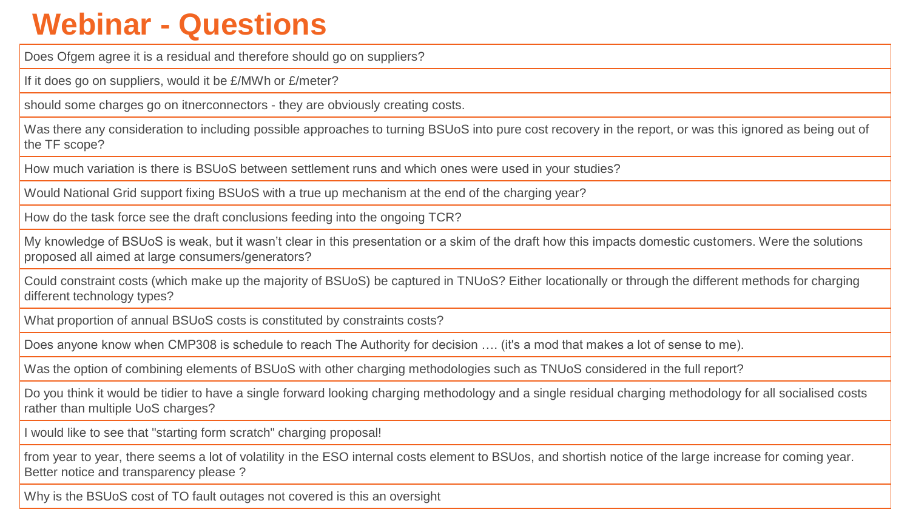# Webinar - Questions

| Does Ofgem agree it is a residual and therefore should go on suppliers? |
|---|
| If it does go on suppliers, would it be £/MWh or £/meter? |
| should some charges go on itnerconnectors - they are obviously creating costs. |
| Was there any consideration to including possible approaches to turning BSUoS into pure cost recovery in the report, or was this ignored as being out of the TF scope? |
| How much variation is there is BSUoS between settlement runs and which ones were used in your studies? |
| Would National Grid support fixing BSUoS with a true up mechanism at the end of the charging year? |
| How do the task force see the draft conclusions feeding into the ongoing TCR? |
| My knowledge of BSUoS is weak, but it wasn't clear in this presentation or a skim of the draft how this impacts domestic customers. Were the solutions proposed all aimed at large consumers/generators? |
| Could constraint costs (which make up the majority of BSUoS) be captured in TNUoS? Either locationally or through the different methods for charging different technology types? |
| What proportion of annual BSUoS costs is constituted by constraints costs? |
| Does anyone know when CMP308 is schedule to reach The Authority for decision …. (it's a mod that makes a lot of sense to me). |
| Was the option of combining elements of BSUoS with other charging methodologies such as TNUoS considered in the full report? |
| Do you think it would be tidier to have a single forward looking charging methodology and a single residual charging methodology for all socialised costs rather than multiple UoS charges? |
| I would like to see that "starting form scratch" charging proposal! |
| from year to year, there seems a lot of volatility in the ESO internal costs element to BSUos, and shortish notice of the large increase for coming year. Better notice and transparency please ? |
| Why is the BSUoS cost of TO fault outages not covered is this an oversight |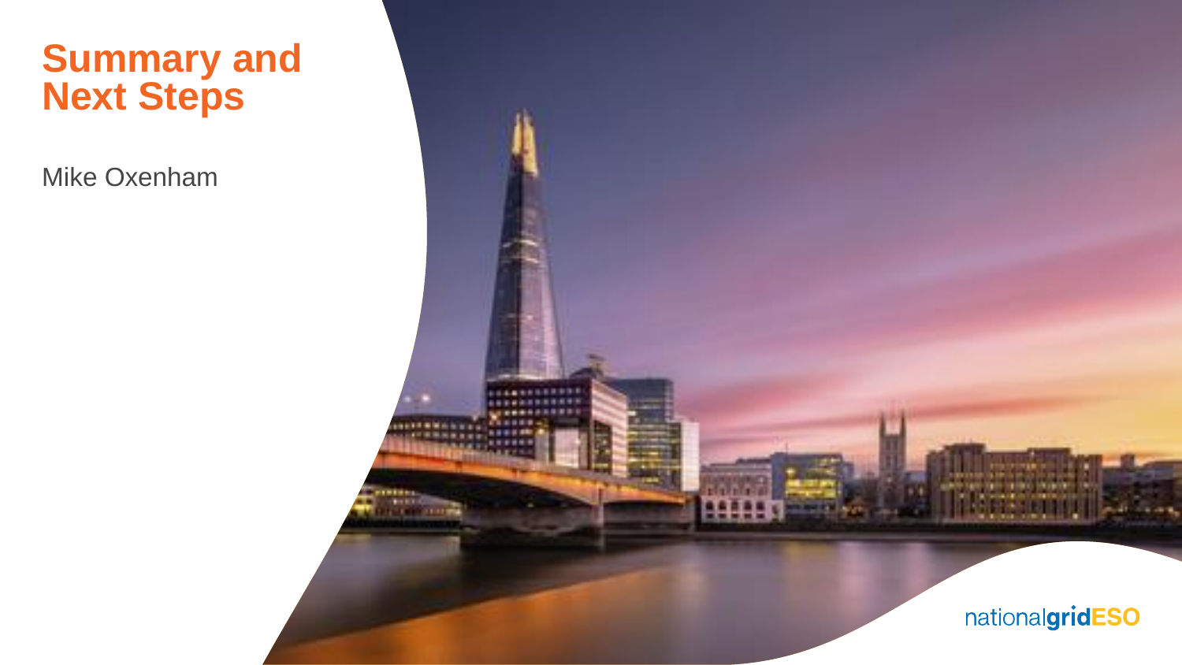# Summary and Next Steps

Mike Oxenham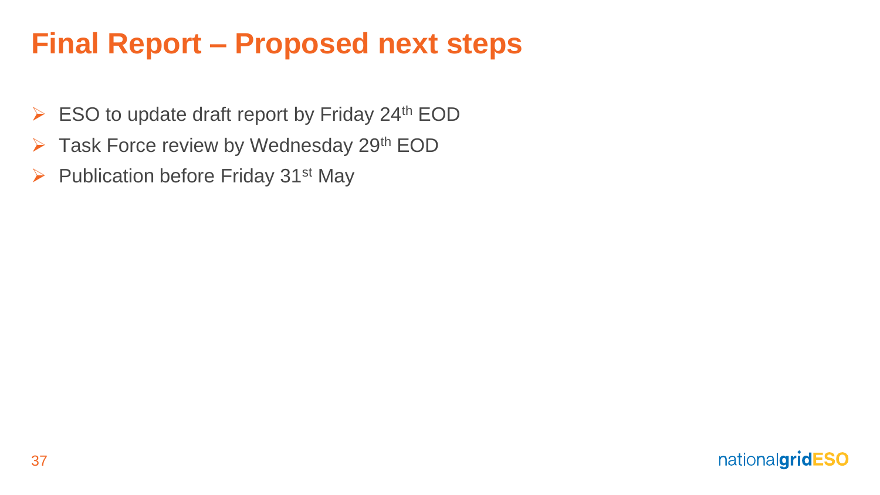# Final Report – Proposed next steps

- ESO to update draft report by Friday 24th EOD
- Task Force review by Wednesday 29th EOD
- Publication before Friday 31st May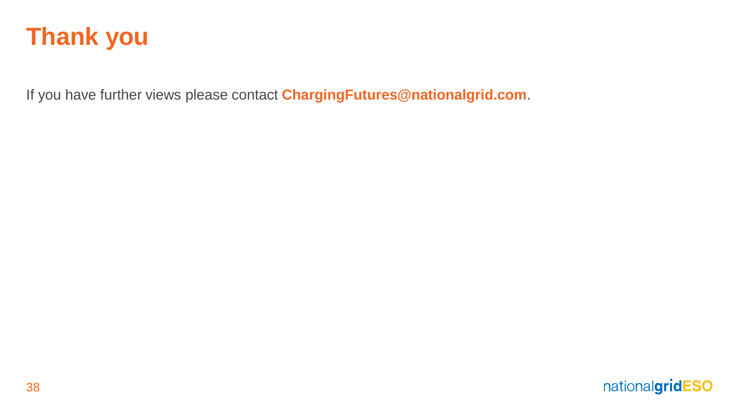# Thank you

If you have further views please contact **ChargingFutures@nationalgrid.com**.